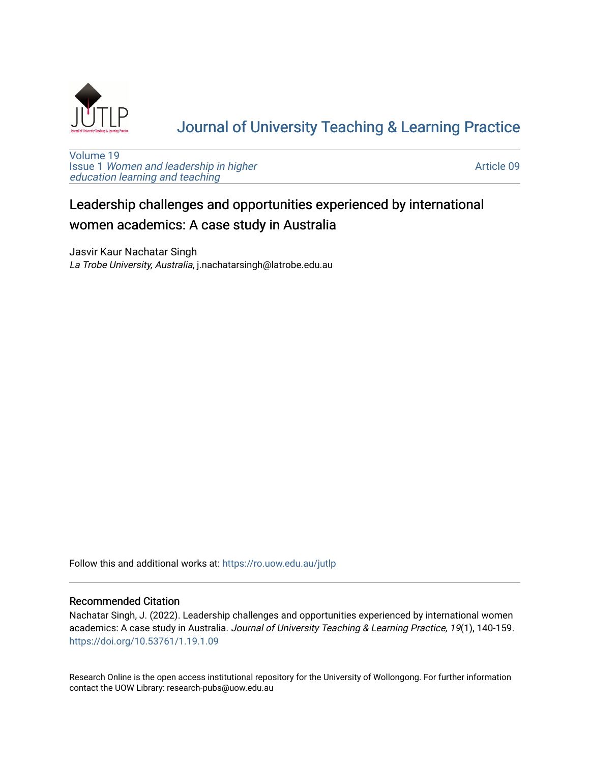# Journal of University Teaching & Learning Practice

Volume 19
Issue 1 *Women and leadership in higher education learning and teaching*

Article 09

## Leadership challenges and opportunities experienced by international women academics: A case study in Australia

Jasvir Kaur Nachatar Singh
*La Trobe University, Australia*, j.nachatarsingh@latrobe.edu.au

Follow this and additional works at: https://ro.uow.edu.au/jutlp

### Recommended Citation

Nachatar Singh, J. (2022). Leadership challenges and opportunities experienced by international women academics: A case study in Australia. *Journal of University Teaching & Learning Practice, 19*(1), 140-159. https://doi.org/10.53761/1.19.1.09

Research Online is the open access institutional repository for the University of Wollongong. For further information contact the UOW Library: research-pubs@uow.edu.au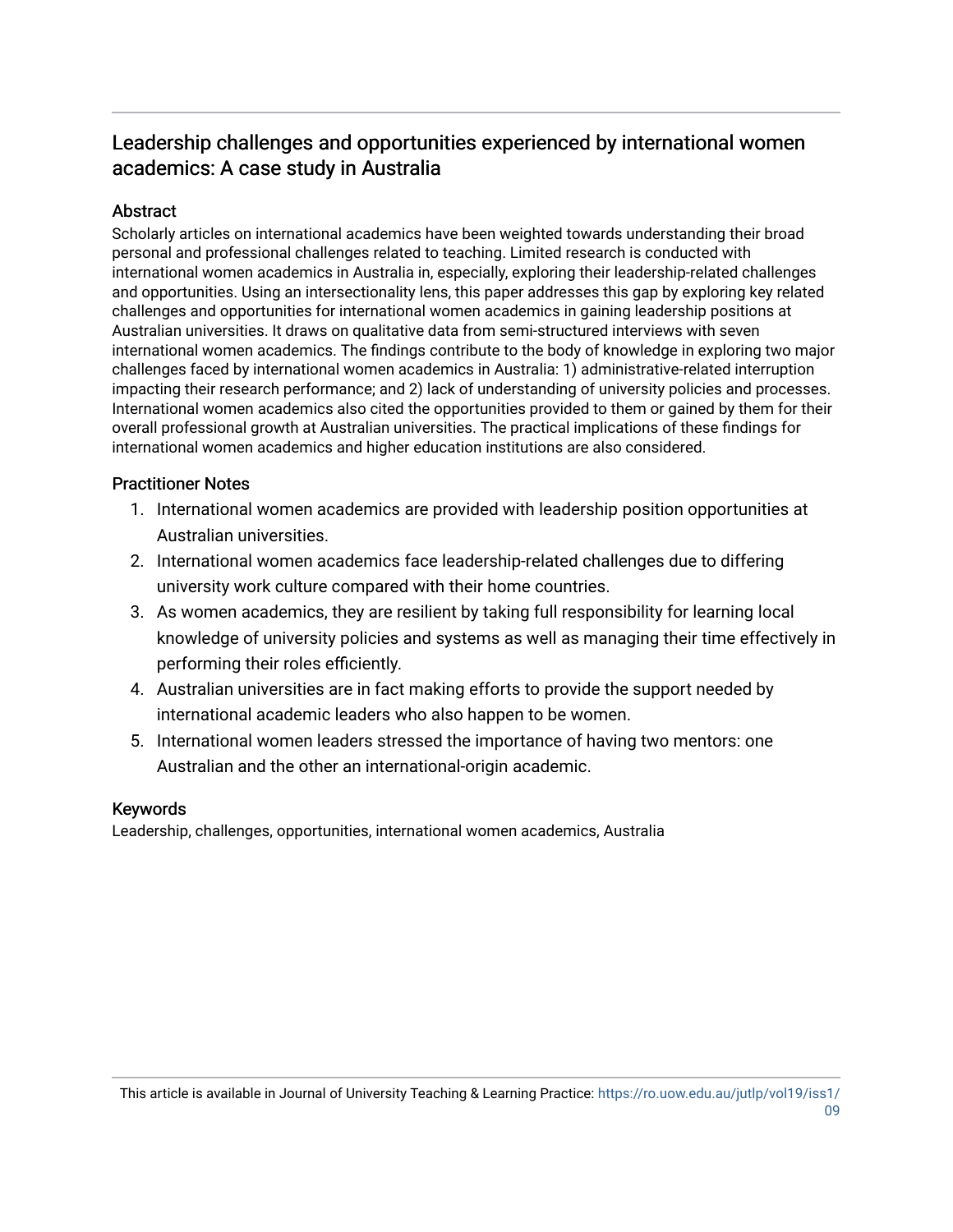# Leadership challenges and opportunities experienced by international women academics: A case study in Australia

## Abstract

Scholarly articles on international academics have been weighted towards understanding their broad personal and professional challenges related to teaching. Limited research is conducted with international women academics in Australia in, especially, exploring their leadership-related challenges and opportunities. Using an intersectionality lens, this paper addresses this gap by exploring key related challenges and opportunities for international women academics in gaining leadership positions at Australian universities. It draws on qualitative data from semi-structured interviews with seven international women academics. The findings contribute to the body of knowledge in exploring two major challenges faced by international women academics in Australia: 1) administrative-related interruption impacting their research performance; and 2) lack of understanding of university policies and processes. International women academics also cited the opportunities provided to them or gained by them for their overall professional growth at Australian universities. The practical implications of these findings for international women academics and higher education institutions are also considered.

## Practitioner Notes

1. International women academics are provided with leadership position opportunities at Australian universities.
2. International women academics face leadership-related challenges due to differing university work culture compared with their home countries.
3. As women academics, they are resilient by taking full responsibility for learning local knowledge of university policies and systems as well as managing their time effectively in performing their roles efficiently.
4. Australian universities are in fact making efforts to provide the support needed by international academic leaders who also happen to be women.
5. International women leaders stressed the importance of having two mentors: one Australian and the other an international-origin academic.

## Keywords

Leadership, challenges, opportunities, international women academics, Australia

This article is available in Journal of University Teaching & Learning Practice: https://ro.uow.edu.au/jutlp/vol19/iss1/09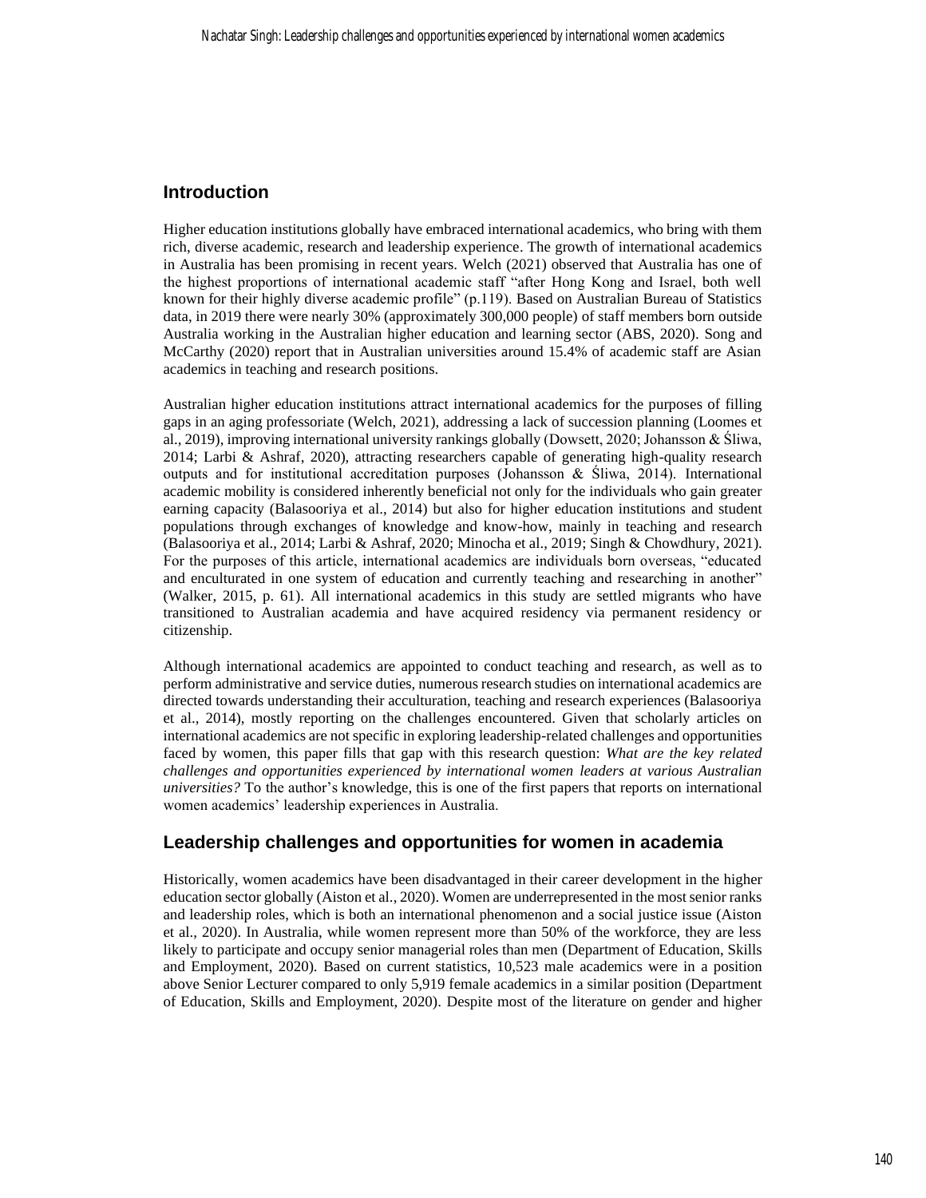## Introduction

Higher education institutions globally have embraced international academics, who bring with them rich, diverse academic, research and leadership experience. The growth of international academics in Australia has been promising in recent years. Welch (2021) observed that Australia has one of the highest proportions of international academic staff "after Hong Kong and Israel, both well known for their highly diverse academic profile" (p.119). Based on Australian Bureau of Statistics data, in 2019 there were nearly 30% (approximately 300,000 people) of staff members born outside Australia working in the Australian higher education and learning sector (ABS, 2020). Song and McCarthy (2020) report that in Australian universities around 15.4% of academic staff are Asian academics in teaching and research positions.

Australian higher education institutions attract international academics for the purposes of filling gaps in an aging professoriate (Welch, 2021), addressing a lack of succession planning (Loomes et al., 2019), improving international university rankings globally (Dowsett, 2020; Johansson & Śliwa, 2014; Larbi & Ashraf, 2020), attracting researchers capable of generating high-quality research outputs and for institutional accreditation purposes (Johansson & Śliwa, 2014). International academic mobility is considered inherently beneficial not only for the individuals who gain greater earning capacity (Balasooriya et al., 2014) but also for higher education institutions and student populations through exchanges of knowledge and know-how, mainly in teaching and research (Balasooriya et al., 2014; Larbi & Ashraf, 2020; Minocha et al., 2019; Singh & Chowdhury, 2021). For the purposes of this article, international academics are individuals born overseas, "educated and enculturated in one system of education and currently teaching and researching in another" (Walker, 2015, p. 61). All international academics in this study are settled migrants who have transitioned to Australian academia and have acquired residency via permanent residency or citizenship.

Although international academics are appointed to conduct teaching and research, as well as to perform administrative and service duties, numerous research studies on international academics are directed towards understanding their acculturation, teaching and research experiences (Balasooriya et al., 2014), mostly reporting on the challenges encountered. Given that scholarly articles on international academics are not specific in exploring leadership-related challenges and opportunities faced by women, this paper fills that gap with this research question: *What are the key related challenges and opportunities experienced by international women leaders at various Australian universities?* To the author's knowledge, this is one of the first papers that reports on international women academics' leadership experiences in Australia.

## Leadership challenges and opportunities for women in academia

Historically, women academics have been disadvantaged in their career development in the higher education sector globally (Aiston et al., 2020). Women are underrepresented in the most senior ranks and leadership roles, which is both an international phenomenon and a social justice issue (Aiston et al., 2020). In Australia, while women represent more than 50% of the workforce, they are less likely to participate and occupy senior managerial roles than men (Department of Education, Skills and Employment, 2020). Based on current statistics, 10,523 male academics were in a position above Senior Lecturer compared to only 5,919 female academics in a similar position (Department of Education, Skills and Employment, 2020). Despite most of the literature on gender and higher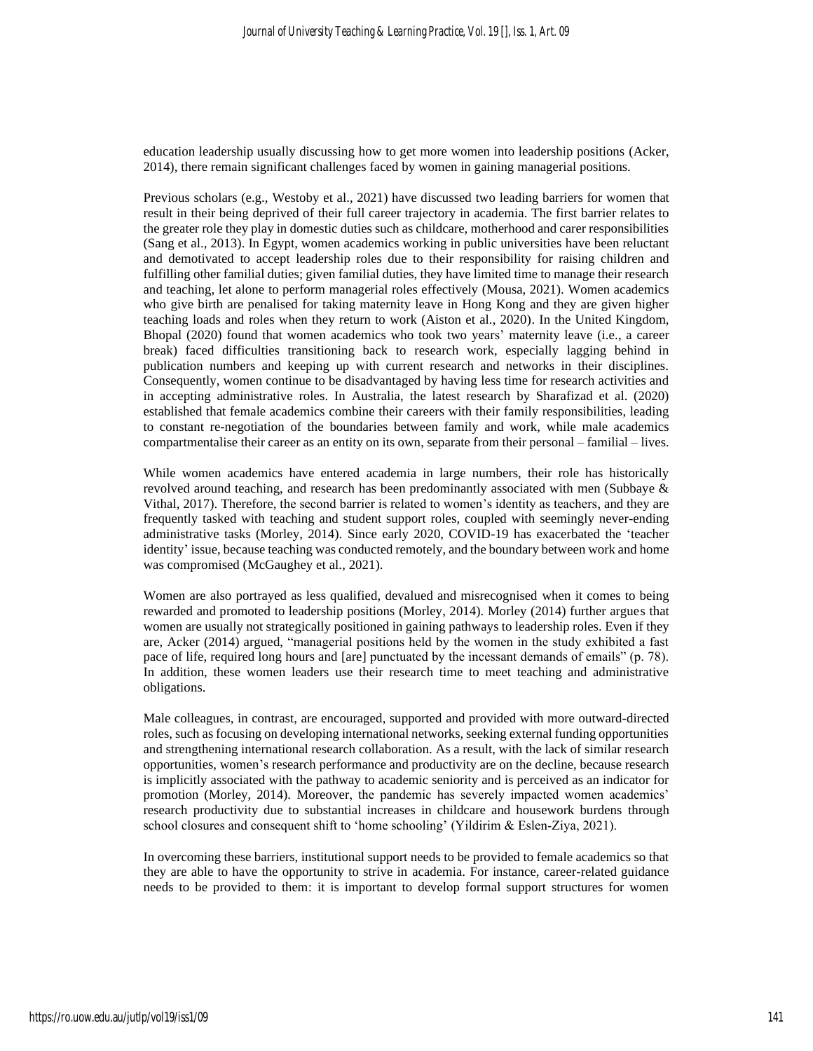education leadership usually discussing how to get more women into leadership positions (Acker, 2014), there remain significant challenges faced by women in gaining managerial positions.

Previous scholars (e.g., Westoby et al., 2021) have discussed two leading barriers for women that result in their being deprived of their full career trajectory in academia. The first barrier relates to the greater role they play in domestic duties such as childcare, motherhood and carer responsibilities (Sang et al., 2013). In Egypt, women academics working in public universities have been reluctant and demotivated to accept leadership roles due to their responsibility for raising children and fulfilling other familial duties; given familial duties, they have limited time to manage their research and teaching, let alone to perform managerial roles effectively (Mousa, 2021). Women academics who give birth are penalised for taking maternity leave in Hong Kong and they are given higher teaching loads and roles when they return to work (Aiston et al., 2020). In the United Kingdom, Bhopal (2020) found that women academics who took two years' maternity leave (i.e., a career break) faced difficulties transitioning back to research work, especially lagging behind in publication numbers and keeping up with current research and networks in their disciplines. Consequently, women continue to be disadvantaged by having less time for research activities and in accepting administrative roles. In Australia, the latest research by Sharafizad et al. (2020) established that female academics combine their careers with their family responsibilities, leading to constant re-negotiation of the boundaries between family and work, while male academics compartmentalise their career as an entity on its own, separate from their personal – familial – lives.

While women academics have entered academia in large numbers, their role has historically revolved around teaching, and research has been predominantly associated with men (Subbaye & Vithal, 2017). Therefore, the second barrier is related to women's identity as teachers, and they are frequently tasked with teaching and student support roles, coupled with seemingly never-ending administrative tasks (Morley, 2014). Since early 2020, COVID-19 has exacerbated the 'teacher identity' issue, because teaching was conducted remotely, and the boundary between work and home was compromised (McGaughey et al., 2021).

Women are also portrayed as less qualified, devalued and misrecognised when it comes to being rewarded and promoted to leadership positions (Morley, 2014). Morley (2014) further argues that women are usually not strategically positioned in gaining pathways to leadership roles. Even if they are, Acker (2014) argued, "managerial positions held by the women in the study exhibited a fast pace of life, required long hours and [are] punctuated by the incessant demands of emails" (p. 78). In addition, these women leaders use their research time to meet teaching and administrative obligations.

Male colleagues, in contrast, are encouraged, supported and provided with more outward-directed roles, such as focusing on developing international networks, seeking external funding opportunities and strengthening international research collaboration. As a result, with the lack of similar research opportunities, women's research performance and productivity are on the decline, because research is implicitly associated with the pathway to academic seniority and is perceived as an indicator for promotion (Morley, 2014). Moreover, the pandemic has severely impacted women academics' research productivity due to substantial increases in childcare and housework burdens through school closures and consequent shift to 'home schooling' (Yildirim & Eslen-Ziya, 2021).

In overcoming these barriers, institutional support needs to be provided to female academics so that they are able to have the opportunity to strive in academia. For instance, career-related guidance needs to be provided to them: it is important to develop formal support structures for women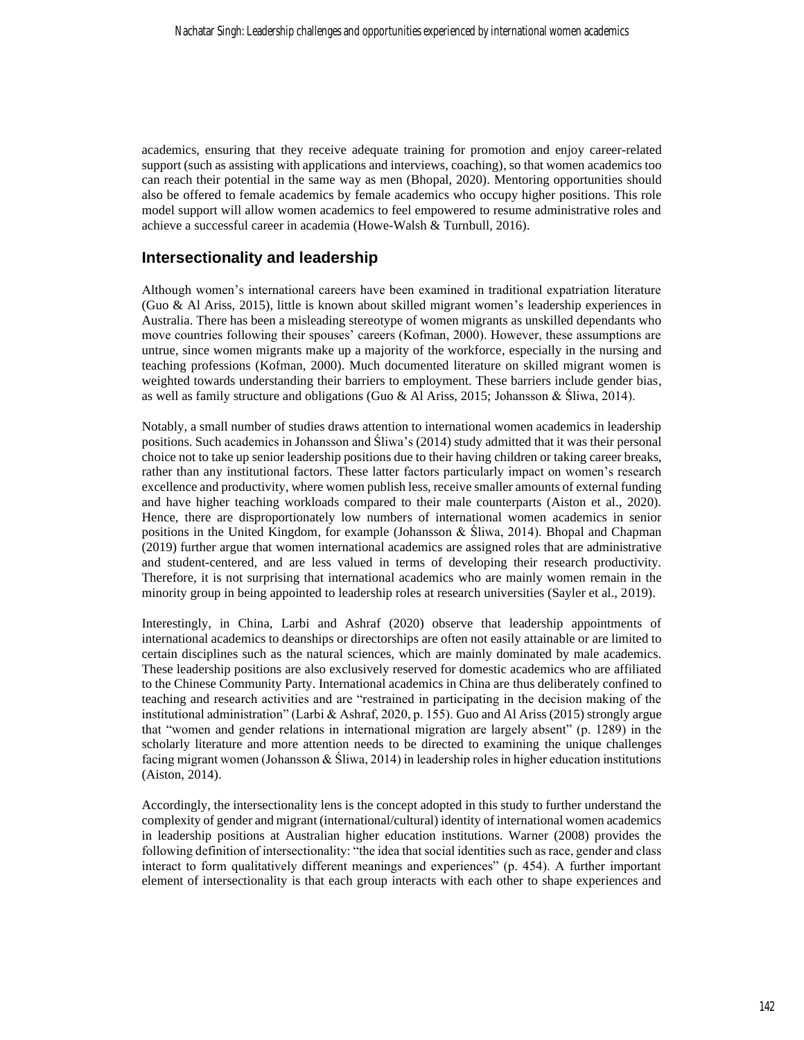academics, ensuring that they receive adequate training for promotion and enjoy career-related support (such as assisting with applications and interviews, coaching), so that women academics too can reach their potential in the same way as men (Bhopal, 2020). Mentoring opportunities should also be offered to female academics by female academics who occupy higher positions. This role model support will allow women academics to feel empowered to resume administrative roles and achieve a successful career in academia (Howe-Walsh & Turnbull, 2016).

## Intersectionality and leadership

Although women's international careers have been examined in traditional expatriation literature (Guo & Al Ariss, 2015), little is known about skilled migrant women's leadership experiences in Australia. There has been a misleading stereotype of women migrants as unskilled dependants who move countries following their spouses' careers (Kofman, 2000). However, these assumptions are untrue, since women migrants make up a majority of the workforce, especially in the nursing and teaching professions (Kofman, 2000). Much documented literature on skilled migrant women is weighted towards understanding their barriers to employment. These barriers include gender bias, as well as family structure and obligations (Guo & Al Ariss, 2015; Johansson & Śliwa, 2014).

Notably, a small number of studies draws attention to international women academics in leadership positions. Such academics in Johansson and Śliwa's (2014) study admitted that it was their personal choice not to take up senior leadership positions due to their having children or taking career breaks, rather than any institutional factors. These latter factors particularly impact on women's research excellence and productivity, where women publish less, receive smaller amounts of external funding and have higher teaching workloads compared to their male counterparts (Aiston et al., 2020). Hence, there are disproportionately low numbers of international women academics in senior positions in the United Kingdom, for example (Johansson & Śliwa, 2014). Bhopal and Chapman (2019) further argue that women international academics are assigned roles that are administrative and student-centered, and are less valued in terms of developing their research productivity. Therefore, it is not surprising that international academics who are mainly women remain in the minority group in being appointed to leadership roles at research universities (Sayler et al., 2019).

Interestingly, in China, Larbi and Ashraf (2020) observe that leadership appointments of international academics to deanships or directorships are often not easily attainable or are limited to certain disciplines such as the natural sciences, which are mainly dominated by male academics. These leadership positions are also exclusively reserved for domestic academics who are affiliated to the Chinese Community Party. International academics in China are thus deliberately confined to teaching and research activities and are "restrained in participating in the decision making of the institutional administration" (Larbi & Ashraf, 2020, p. 155). Guo and Al Ariss (2015) strongly argue that "women and gender relations in international migration are largely absent" (p. 1289) in the scholarly literature and more attention needs to be directed to examining the unique challenges facing migrant women (Johansson & Śliwa, 2014) in leadership roles in higher education institutions (Aiston, 2014).

Accordingly, the intersectionality lens is the concept adopted in this study to further understand the complexity of gender and migrant (international/cultural) identity of international women academics in leadership positions at Australian higher education institutions. Warner (2008) provides the following definition of intersectionality: "the idea that social identities such as race, gender and class interact to form qualitatively different meanings and experiences" (p. 454). A further important element of intersectionality is that each group interacts with each other to shape experiences and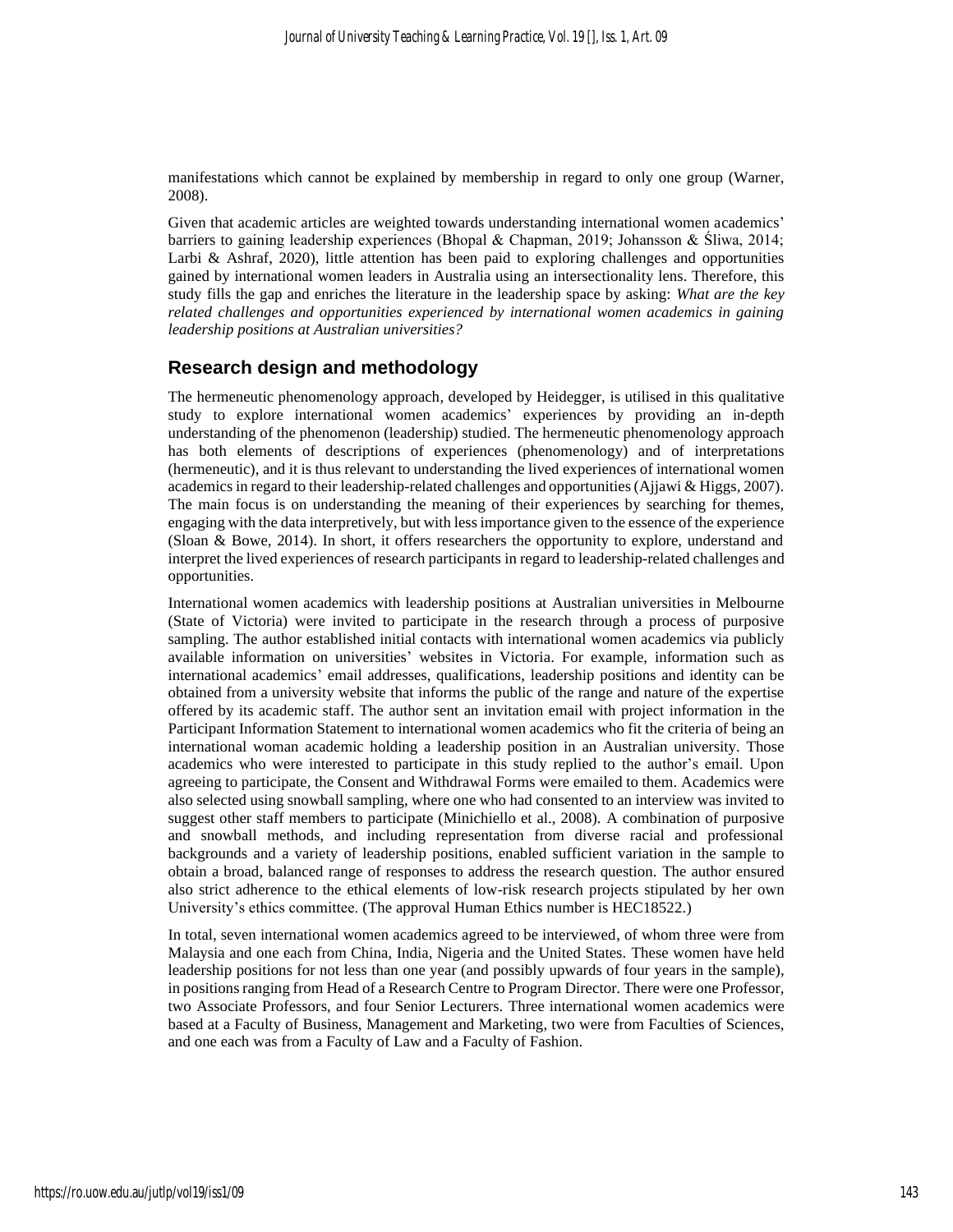manifestations which cannot be explained by membership in regard to only one group (Warner, 2008).

Given that academic articles are weighted towards understanding international women academics' barriers to gaining leadership experiences (Bhopal & Chapman, 2019; Johansson & Śliwa, 2014; Larbi & Ashraf, 2020), little attention has been paid to exploring challenges and opportunities gained by international women leaders in Australia using an intersectionality lens. Therefore, this study fills the gap and enriches the literature in the leadership space by asking: *What are the key related challenges and opportunities experienced by international women academics in gaining leadership positions at Australian universities?*

## Research design and methodology

The hermeneutic phenomenology approach, developed by Heidegger, is utilised in this qualitative study to explore international women academics' experiences by providing an in-depth understanding of the phenomenon (leadership) studied. The hermeneutic phenomenology approach has both elements of descriptions of experiences (phenomenology) and of interpretations (hermeneutic), and it is thus relevant to understanding the lived experiences of international women academics in regard to their leadership-related challenges and opportunities (Ajjawi & Higgs, 2007). The main focus is on understanding the meaning of their experiences by searching for themes, engaging with the data interpretively, but with less importance given to the essence of the experience (Sloan & Bowe, 2014). In short, it offers researchers the opportunity to explore, understand and interpret the lived experiences of research participants in regard to leadership-related challenges and opportunities.

International women academics with leadership positions at Australian universities in Melbourne (State of Victoria) were invited to participate in the research through a process of purposive sampling. The author established initial contacts with international women academics via publicly available information on universities' websites in Victoria. For example, information such as international academics' email addresses, qualifications, leadership positions and identity can be obtained from a university website that informs the public of the range and nature of the expertise offered by its academic staff. The author sent an invitation email with project information in the Participant Information Statement to international women academics who fit the criteria of being an international woman academic holding a leadership position in an Australian university. Those academics who were interested to participate in this study replied to the author's email. Upon agreeing to participate, the Consent and Withdrawal Forms were emailed to them. Academics were also selected using snowball sampling, where one who had consented to an interview was invited to suggest other staff members to participate (Minichiello et al., 2008). A combination of purposive and snowball methods, and including representation from diverse racial and professional backgrounds and a variety of leadership positions, enabled sufficient variation in the sample to obtain a broad, balanced range of responses to address the research question. The author ensured also strict adherence to the ethical elements of low-risk research projects stipulated by her own University's ethics committee. (The approval Human Ethics number is HEC18522.)

In total, seven international women academics agreed to be interviewed, of whom three were from Malaysia and one each from China, India, Nigeria and the United States. These women have held leadership positions for not less than one year (and possibly upwards of four years in the sample), in positions ranging from Head of a Research Centre to Program Director. There were one Professor, two Associate Professors, and four Senior Lecturers. Three international women academics were based at a Faculty of Business, Management and Marketing, two were from Faculties of Sciences, and one each was from a Faculty of Law and a Faculty of Fashion.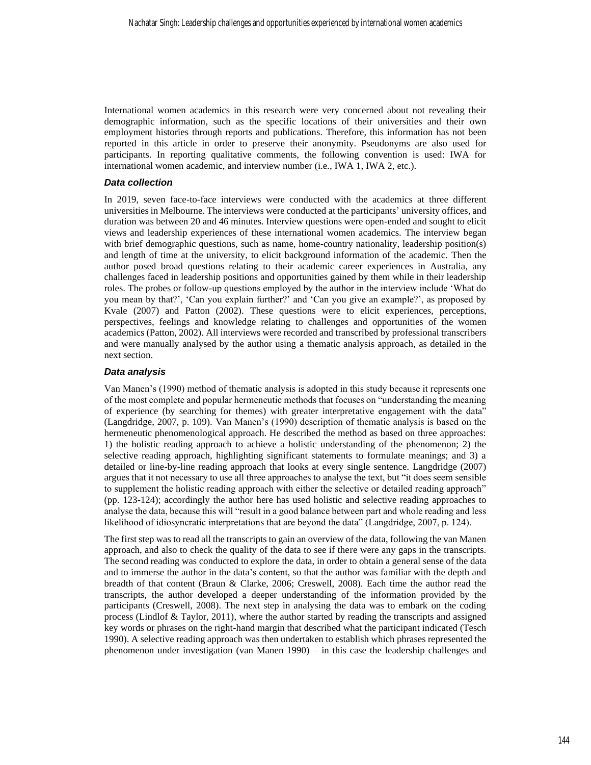International women academics in this research were very concerned about not revealing their demographic information, such as the specific locations of their universities and their own employment histories through reports and publications. Therefore, this information has not been reported in this article in order to preserve their anonymity. Pseudonyms are also used for participants. In reporting qualitative comments, the following convention is used: IWA for international women academic, and interview number (i.e., IWA 1, IWA 2, etc.).

### *Data collection*

In 2019, seven face-to-face interviews were conducted with the academics at three different universities in Melbourne. The interviews were conducted at the participants' university offices, and duration was between 20 and 46 minutes. Interview questions were open-ended and sought to elicit views and leadership experiences of these international women academics. The interview began with brief demographic questions, such as name, home-country nationality, leadership position(s) and length of time at the university, to elicit background information of the academic. Then the author posed broad questions relating to their academic career experiences in Australia, any challenges faced in leadership positions and opportunities gained by them while in their leadership roles. The probes or follow-up questions employed by the author in the interview include 'What do you mean by that?', 'Can you explain further?' and 'Can you give an example?', as proposed by Kvale (2007) and Patton (2002). These questions were to elicit experiences, perceptions, perspectives, feelings and knowledge relating to challenges and opportunities of the women academics (Patton, 2002). All interviews were recorded and transcribed by professional transcribers and were manually analysed by the author using a thematic analysis approach, as detailed in the next section.

### *Data analysis*

Van Manen's (1990) method of thematic analysis is adopted in this study because it represents one of the most complete and popular hermeneutic methods that focuses on "understanding the meaning of experience (by searching for themes) with greater interpretative engagement with the data" (Langdridge, 2007, p. 109). Van Manen's (1990) description of thematic analysis is based on the hermeneutic phenomenological approach. He described the method as based on three approaches: 1) the holistic reading approach to achieve a holistic understanding of the phenomenon; 2) the selective reading approach, highlighting significant statements to formulate meanings; and 3) a detailed or line-by-line reading approach that looks at every single sentence. Langdridge (2007) argues that it not necessary to use all three approaches to analyse the text, but "it does seem sensible to supplement the holistic reading approach with either the selective or detailed reading approach" (pp. 123-124); accordingly the author here has used holistic and selective reading approaches to analyse the data, because this will "result in a good balance between part and whole reading and less likelihood of idiosyncratic interpretations that are beyond the data" (Langdridge, 2007, p. 124).

The first step was to read all the transcripts to gain an overview of the data, following the van Manen approach, and also to check the quality of the data to see if there were any gaps in the transcripts. The second reading was conducted to explore the data, in order to obtain a general sense of the data and to immerse the author in the data's content, so that the author was familiar with the depth and breadth of that content (Braun & Clarke, 2006; Creswell, 2008). Each time the author read the transcripts, the author developed a deeper understanding of the information provided by the participants (Creswell, 2008). The next step in analysing the data was to embark on the coding process (Lindlof & Taylor, 2011), where the author started by reading the transcripts and assigned key words or phrases on the right-hand margin that described what the participant indicated (Tesch 1990). A selective reading approach was then undertaken to establish which phrases represented the phenomenon under investigation (van Manen 1990) – in this case the leadership challenges and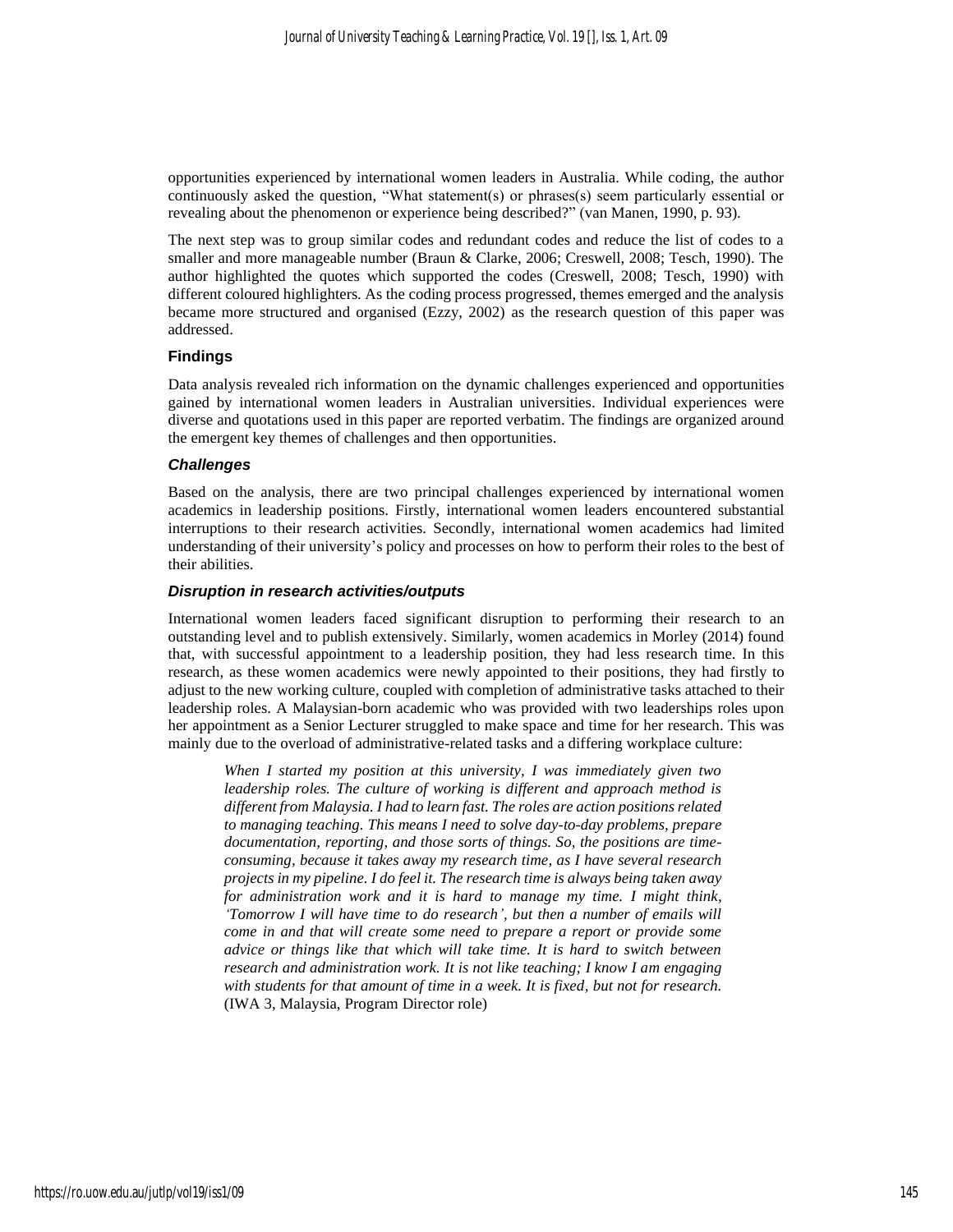opportunities experienced by international women leaders in Australia. While coding, the author continuously asked the question, "What statement(s) or phrases(s) seem particularly essential or revealing about the phenomenon or experience being described?" (van Manen, 1990, p. 93).

The next step was to group similar codes and redundant codes and reduce the list of codes to a smaller and more manageable number (Braun & Clarke, 2006; Creswell, 2008; Tesch, 1990). The author highlighted the quotes which supported the codes (Creswell, 2008; Tesch, 1990) with different coloured highlighters. As the coding process progressed, themes emerged and the analysis became more structured and organised (Ezzy, 2002) as the research question of this paper was addressed.

## Findings

Data analysis revealed rich information on the dynamic challenges experienced and opportunities gained by international women leaders in Australian universities. Individual experiences were diverse and quotations used in this paper are reported verbatim. The findings are organized around the emergent key themes of challenges and then opportunities.

### *Challenges*

Based on the analysis, there are two principal challenges experienced by international women academics in leadership positions. Firstly, international women leaders encountered substantial interruptions to their research activities. Secondly, international women academics had limited understanding of their university's policy and processes on how to perform their roles to the best of their abilities.

### *Disruption in research activities/outputs*

International women leaders faced significant disruption to performing their research to an outstanding level and to publish extensively. Similarly, women academics in Morley (2014) found that, with successful appointment to a leadership position, they had less research time. In this research, as these women academics were newly appointed to their positions, they had firstly to adjust to the new working culture, coupled with completion of administrative tasks attached to their leadership roles. A Malaysian-born academic who was provided with two leaderships roles upon her appointment as a Senior Lecturer struggled to make space and time for her research. This was mainly due to the overload of administrative-related tasks and a differing workplace culture:

> *When I started my position at this university, I was immediately given two leadership roles. The culture of working is different and approach method is different from Malaysia. I had to learn fast. The roles are action positions related to managing teaching. This means I need to solve day-to-day problems, prepare documentation, reporting, and those sorts of things. So, the positions are time-consuming, because it takes away my research time, as I have several research projects in my pipeline. I do feel it. The research time is always being taken away for administration work and it is hard to manage my time. I might think, 'Tomorrow I will have time to do research', but then a number of emails will come in and that will create some need to prepare a report or provide some advice or things like that which will take time. It is hard to switch between research and administration work. It is not like teaching; I know I am engaging with students for that amount of time in a week. It is fixed, but not for research.* (IWA 3, Malaysia, Program Director role)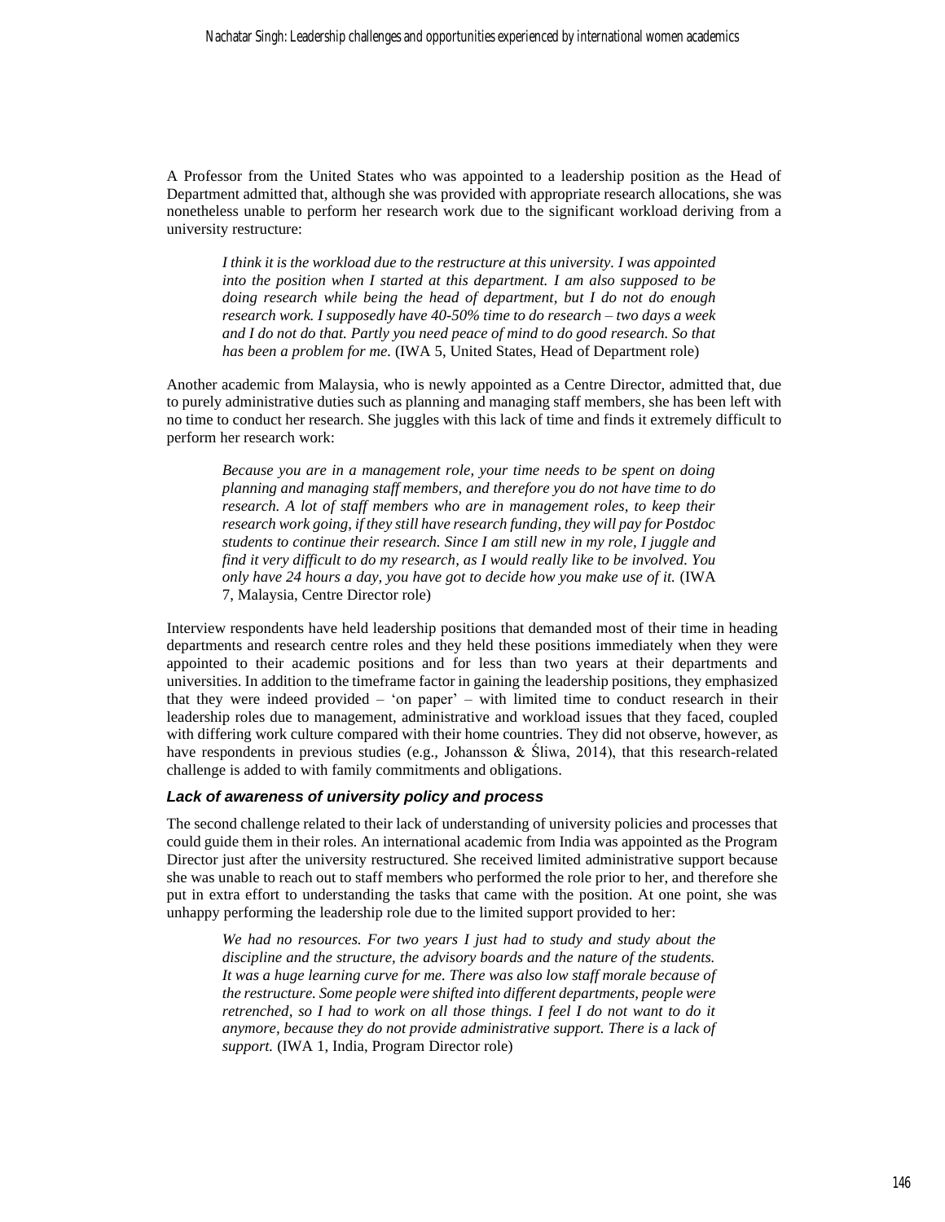A Professor from the United States who was appointed to a leadership position as the Head of Department admitted that, although she was provided with appropriate research allocations, she was nonetheless unable to perform her research work due to the significant workload deriving from a university restructure:

> *I think it is the workload due to the restructure at this university. I was appointed into the position when I started at this department. I am also supposed to be doing research while being the head of department, but I do not do enough research work. I supposedly have 40-50% time to do research – two days a week and I do not do that. Partly you need peace of mind to do good research. So that has been a problem for me.* (IWA 5, United States, Head of Department role)

Another academic from Malaysia, who is newly appointed as a Centre Director, admitted that, due to purely administrative duties such as planning and managing staff members, she has been left with no time to conduct her research. She juggles with this lack of time and finds it extremely difficult to perform her research work:

> *Because you are in a management role, your time needs to be spent on doing planning and managing staff members, and therefore you do not have time to do research. A lot of staff members who are in management roles, to keep their research work going, if they still have research funding, they will pay for Postdoc students to continue their research. Since I am still new in my role, I juggle and find it very difficult to do my research, as I would really like to be involved. You only have 24 hours a day, you have got to decide how you make use of it.* (IWA 7, Malaysia, Centre Director role)

Interview respondents have held leadership positions that demanded most of their time in heading departments and research centre roles and they held these positions immediately when they were appointed to their academic positions and for less than two years at their departments and universities. In addition to the timeframe factor in gaining the leadership positions, they emphasized that they were indeed provided – 'on paper' – with limited time to conduct research in their leadership roles due to management, administrative and workload issues that they faced, coupled with differing work culture compared with their home countries. They did not observe, however, as have respondents in previous studies (e.g., Johansson & Śliwa, 2014), that this research-related challenge is added to with family commitments and obligations.

### Lack of awareness of university policy and process

The second challenge related to their lack of understanding of university policies and processes that could guide them in their roles. An international academic from India was appointed as the Program Director just after the university restructured. She received limited administrative support because she was unable to reach out to staff members who performed the role prior to her, and therefore she put in extra effort to understanding the tasks that came with the position. At one point, she was unhappy performing the leadership role due to the limited support provided to her:

> *We had no resources. For two years I just had to study and study about the discipline and the structure, the advisory boards and the nature of the students. It was a huge learning curve for me. There was also low staff morale because of the restructure. Some people were shifted into different departments, people were retrenched, so I had to work on all those things. I feel I do not want to do it anymore, because they do not provide administrative support. There is a lack of support.* (IWA 1, India, Program Director role)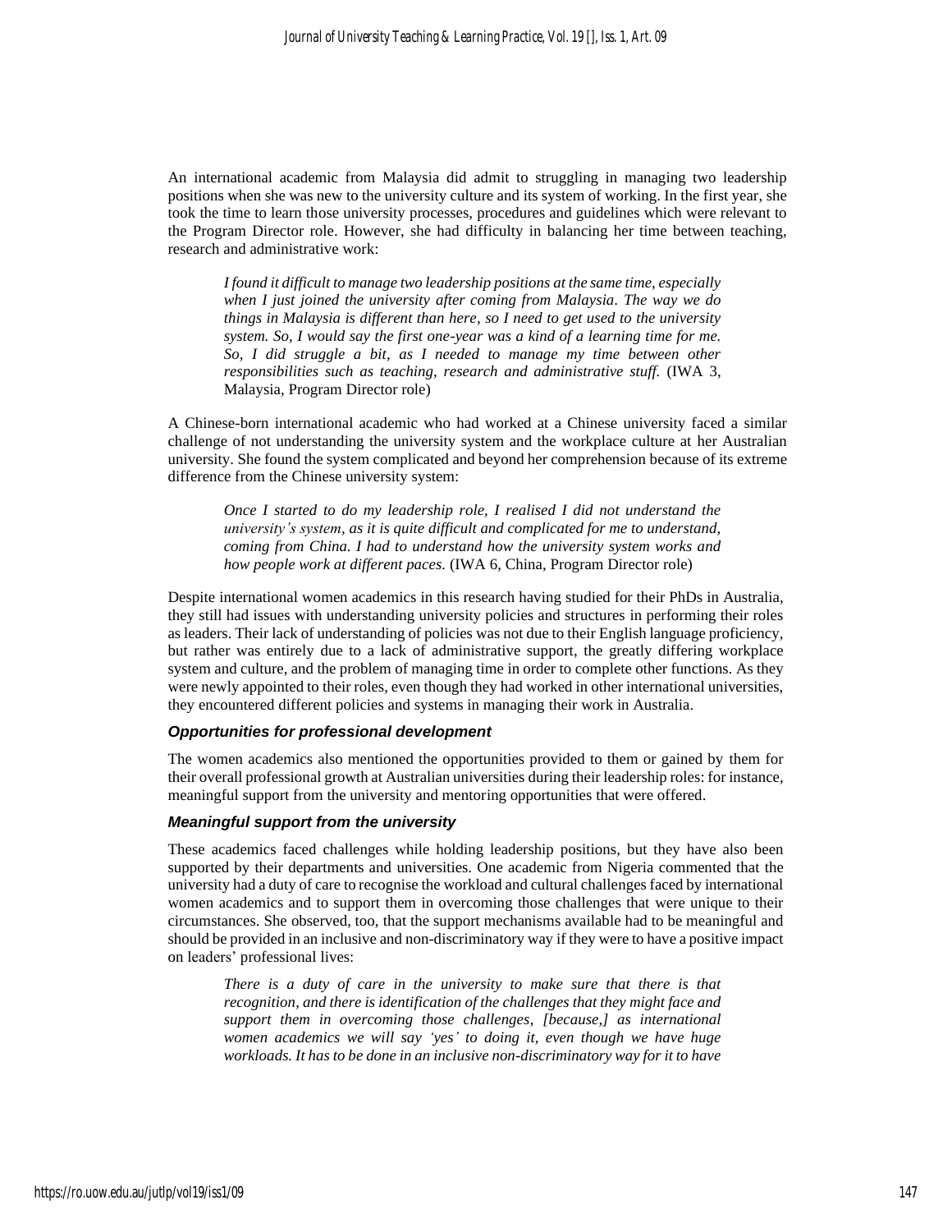An international academic from Malaysia did admit to struggling in managing two leadership positions when she was new to the university culture and its system of working. In the first year, she took the time to learn those university processes, procedures and guidelines which were relevant to the Program Director role. However, she had difficulty in balancing her time between teaching, research and administrative work:

> *I found it difficult to manage two leadership positions at the same time, especially when I just joined the university after coming from Malaysia. The way we do things in Malaysia is different than here, so I need to get used to the university system. So, I would say the first one-year was a kind of a learning time for me. So, I did struggle a bit, as I needed to manage my time between other responsibilities such as teaching, research and administrative stuff.* (IWA 3, Malaysia, Program Director role)

A Chinese-born international academic who had worked at a Chinese university faced a similar challenge of not understanding the university system and the workplace culture at her Australian university. She found the system complicated and beyond her comprehension because of its extreme difference from the Chinese university system:

> *Once I started to do my leadership role, I realised I did not understand the university's system, as it is quite difficult and complicated for me to understand, coming from China. I had to understand how the university system works and how people work at different paces.* (IWA 6, China, Program Director role)

Despite international women academics in this research having studied for their PhDs in Australia, they still had issues with understanding university policies and structures in performing their roles as leaders. Their lack of understanding of policies was not due to their English language proficiency, but rather was entirely due to a lack of administrative support, the greatly differing workplace system and culture, and the problem of managing time in order to complete other functions. As they were newly appointed to their roles, even though they had worked in other international universities, they encountered different policies and systems in managing their work in Australia.

### *Opportunities for professional development*

The women academics also mentioned the opportunities provided to them or gained by them for their overall professional growth at Australian universities during their leadership roles: for instance, meaningful support from the university and mentoring opportunities that were offered.

### *Meaningful support from the university*

These academics faced challenges while holding leadership positions, but they have also been supported by their departments and universities. One academic from Nigeria commented that the university had a duty of care to recognise the workload and cultural challenges faced by international women academics and to support them in overcoming those challenges that were unique to their circumstances. She observed, too, that the support mechanisms available had to be meaningful and should be provided in an inclusive and non-discriminatory way if they were to have a positive impact on leaders' professional lives:

> *There is a duty of care in the university to make sure that there is that recognition, and there is identification of the challenges that they might face and support them in overcoming those challenges, [because,] as international women academics we will say 'yes' to doing it, even though we have huge workloads. It has to be done in an inclusive non-discriminatory way for it to have*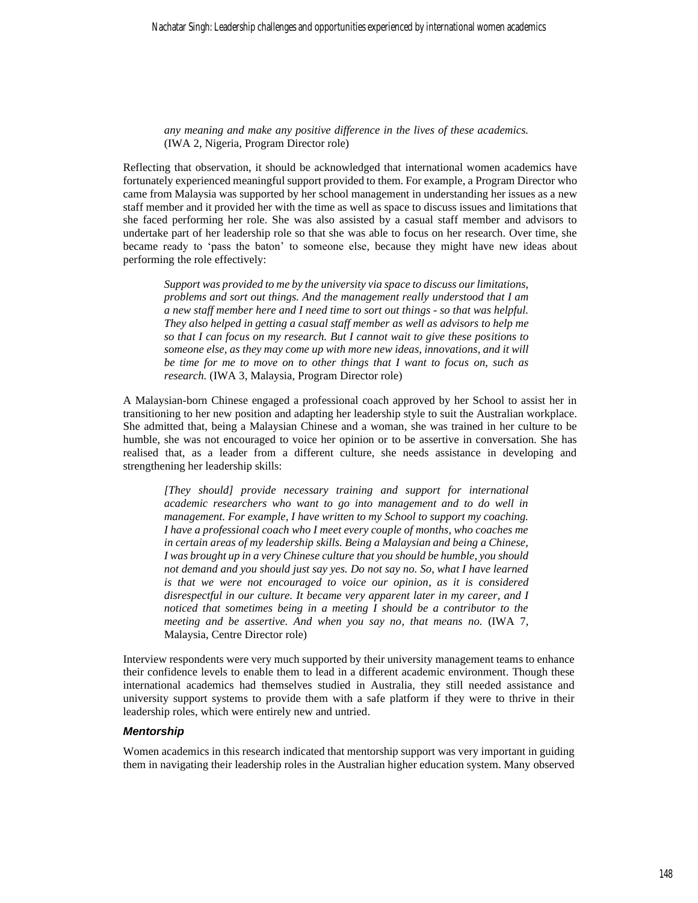> *any meaning and make any positive difference in the lives of these academics.* (IWA 2, Nigeria, Program Director role)

Reflecting that observation, it should be acknowledged that international women academics have fortunately experienced meaningful support provided to them. For example, a Program Director who came from Malaysia was supported by her school management in understanding her issues as a new staff member and it provided her with the time as well as space to discuss issues and limitations that she faced performing her role. She was also assisted by a casual staff member and advisors to undertake part of her leadership role so that she was able to focus on her research. Over time, she became ready to 'pass the baton' to someone else, because they might have new ideas about performing the role effectively:

> *Support was provided to me by the university via space to discuss our limitations, problems and sort out things. And the management really understood that I am a new staff member here and I need time to sort out things - so that was helpful. They also helped in getting a casual staff member as well as advisors to help me so that I can focus on my research. But I cannot wait to give these positions to someone else, as they may come up with more new ideas, innovations, and it will be time for me to move on to other things that I want to focus on, such as research.* (IWA 3, Malaysia, Program Director role)

A Malaysian-born Chinese engaged a professional coach approved by her School to assist her in transitioning to her new position and adapting her leadership style to suit the Australian workplace. She admitted that, being a Malaysian Chinese and a woman, she was trained in her culture to be humble, she was not encouraged to voice her opinion or to be assertive in conversation. She has realised that, as a leader from a different culture, she needs assistance in developing and strengthening her leadership skills:

> *[They should] provide necessary training and support for international academic researchers who want to go into management and to do well in management. For example, I have written to my School to support my coaching. I have a professional coach who I meet every couple of months, who coaches me in certain areas of my leadership skills. Being a Malaysian and being a Chinese, I was brought up in a very Chinese culture that you should be humble, you should not demand and you should just say yes. Do not say no. So, what I have learned is that we were not encouraged to voice our opinion, as it is considered disrespectful in our culture. It became very apparent later in my career, and I noticed that sometimes being in a meeting I should be a contributor to the meeting and be assertive. And when you say no, that means no.* (IWA 7, Malaysia, Centre Director role)

Interview respondents were very much supported by their university management teams to enhance their confidence levels to enable them to lead in a different academic environment. Though these international academics had themselves studied in Australia, they still needed assistance and university support systems to provide them with a safe platform if they were to thrive in their leadership roles, which were entirely new and untried.

### *Mentorship*

Women academics in this research indicated that mentorship support was very important in guiding them in navigating their leadership roles in the Australian higher education system. Many observed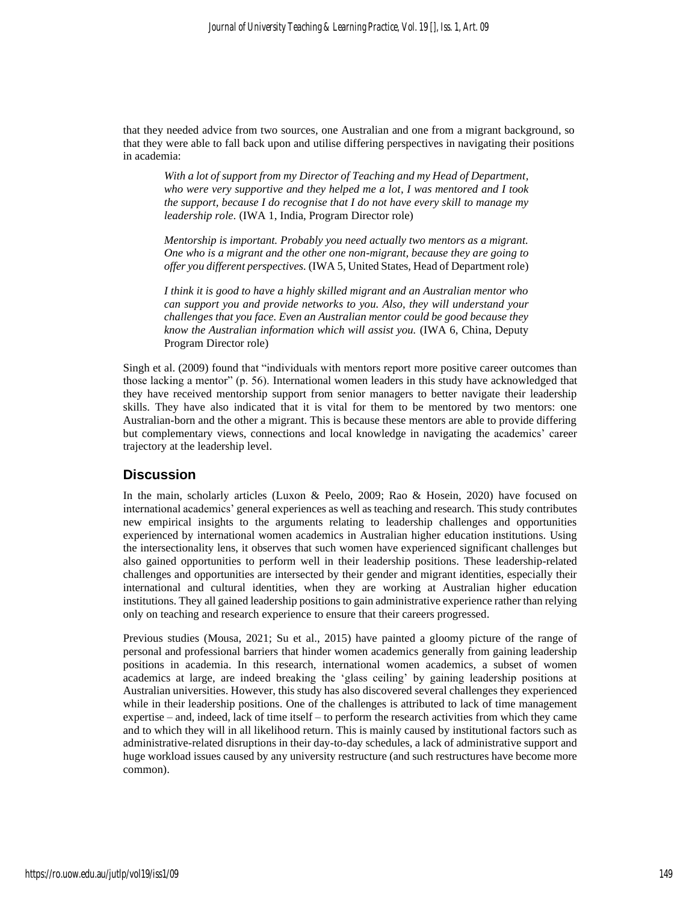that they needed advice from two sources, one Australian and one from a migrant background, so that they were able to fall back upon and utilise differing perspectives in navigating their positions in academia:

> *With a lot of support from my Director of Teaching and my Head of Department, who were very supportive and they helped me a lot, I was mentored and I took the support, because I do recognise that I do not have every skill to manage my leadership role.* (IWA 1, India, Program Director role)

> *Mentorship is important. Probably you need actually two mentors as a migrant. One who is a migrant and the other one non-migrant, because they are going to offer you different perspectives.* (IWA 5, United States, Head of Department role)

> *I think it is good to have a highly skilled migrant and an Australian mentor who can support you and provide networks to you. Also, they will understand your challenges that you face. Even an Australian mentor could be good because they know the Australian information which will assist you.* (IWA 6, China, Deputy Program Director role)

Singh et al. (2009) found that "individuals with mentors report more positive career outcomes than those lacking a mentor" (p. 56). International women leaders in this study have acknowledged that they have received mentorship support from senior managers to better navigate their leadership skills. They have also indicated that it is vital for them to be mentored by two mentors: one Australian-born and the other a migrant. This is because these mentors are able to provide differing but complementary views, connections and local knowledge in navigating the academics' career trajectory at the leadership level.

## Discussion

In the main, scholarly articles (Luxon & Peelo, 2009; Rao & Hosein, 2020) have focused on international academics' general experiences as well as teaching and research. This study contributes new empirical insights to the arguments relating to leadership challenges and opportunities experienced by international women academics in Australian higher education institutions. Using the intersectionality lens, it observes that such women have experienced significant challenges but also gained opportunities to perform well in their leadership positions. These leadership-related challenges and opportunities are intersected by their gender and migrant identities, especially their international and cultural identities, when they are working at Australian higher education institutions. They all gained leadership positions to gain administrative experience rather than relying only on teaching and research experience to ensure that their careers progressed.

Previous studies (Mousa, 2021; Su et al., 2015) have painted a gloomy picture of the range of personal and professional barriers that hinder women academics generally from gaining leadership positions in academia. In this research, international women academics, a subset of women academics at large, are indeed breaking the 'glass ceiling' by gaining leadership positions at Australian universities. However, this study has also discovered several challenges they experienced while in their leadership positions. One of the challenges is attributed to lack of time management expertise – and, indeed, lack of time itself – to perform the research activities from which they came and to which they will in all likelihood return. This is mainly caused by institutional factors such as administrative-related disruptions in their day-to-day schedules, a lack of administrative support and huge workload issues caused by any university restructure (and such restructures have become more common).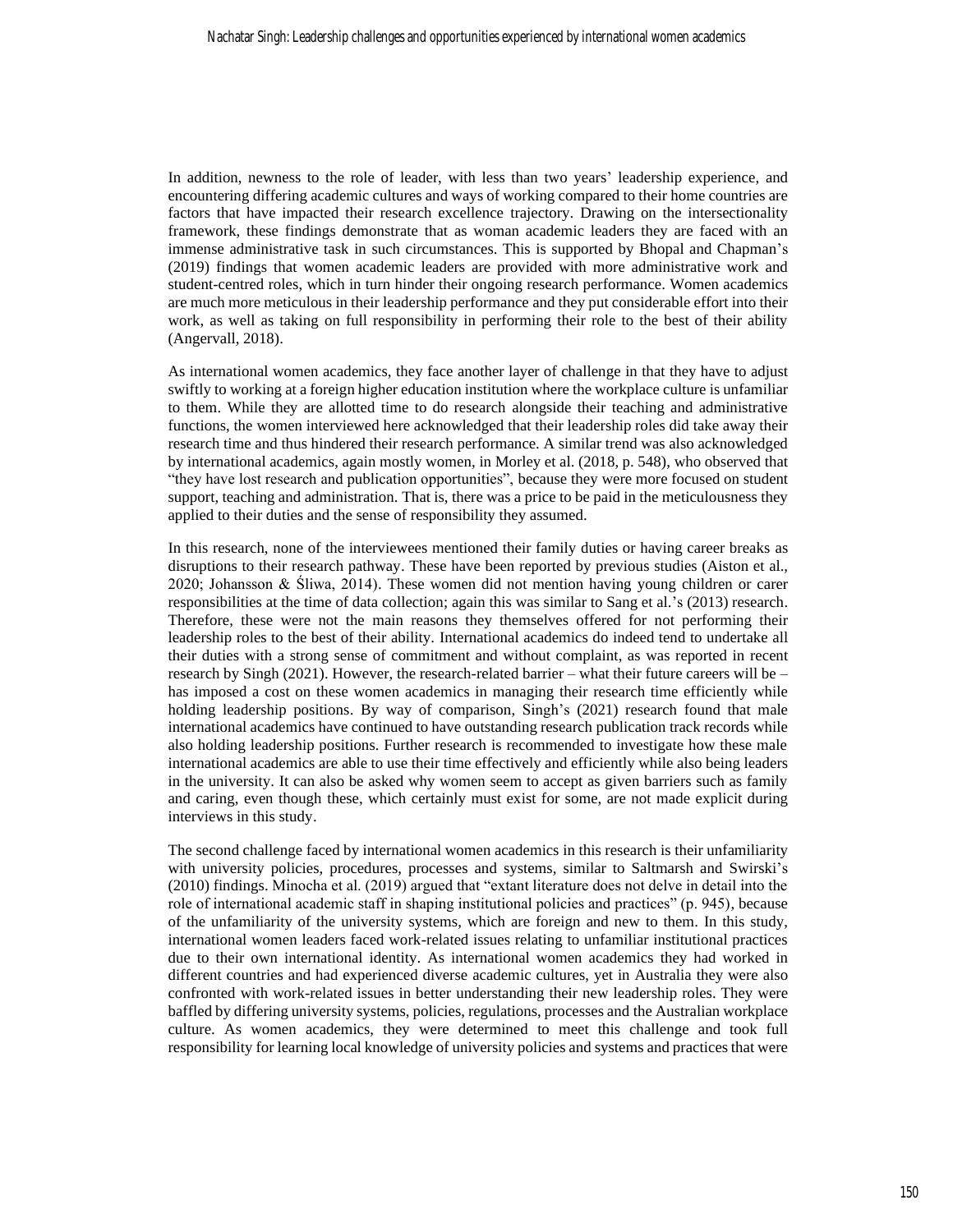In addition, newness to the role of leader, with less than two years' leadership experience, and encountering differing academic cultures and ways of working compared to their home countries are factors that have impacted their research excellence trajectory. Drawing on the intersectionality framework, these findings demonstrate that as woman academic leaders they are faced with an immense administrative task in such circumstances. This is supported by Bhopal and Chapman's (2019) findings that women academic leaders are provided with more administrative work and student-centred roles, which in turn hinder their ongoing research performance. Women academics are much more meticulous in their leadership performance and they put considerable effort into their work, as well as taking on full responsibility in performing their role to the best of their ability (Angervall, 2018).

As international women academics, they face another layer of challenge in that they have to adjust swiftly to working at a foreign higher education institution where the workplace culture is unfamiliar to them. While they are allotted time to do research alongside their teaching and administrative functions, the women interviewed here acknowledged that their leadership roles did take away their research time and thus hindered their research performance. A similar trend was also acknowledged by international academics, again mostly women, in Morley et al. (2018, p. 548), who observed that "they have lost research and publication opportunities", because they were more focused on student support, teaching and administration. That is, there was a price to be paid in the meticulousness they applied to their duties and the sense of responsibility they assumed.

In this research, none of the interviewees mentioned their family duties or having career breaks as disruptions to their research pathway. These have been reported by previous studies (Aiston et al., 2020; Johansson & Śliwa, 2014). These women did not mention having young children or carer responsibilities at the time of data collection; again this was similar to Sang et al.'s (2013) research. Therefore, these were not the main reasons they themselves offered for not performing their leadership roles to the best of their ability. International academics do indeed tend to undertake all their duties with a strong sense of commitment and without complaint, as was reported in recent research by Singh (2021). However, the research-related barrier – what their future careers will be – has imposed a cost on these women academics in managing their research time efficiently while holding leadership positions. By way of comparison, Singh's (2021) research found that male international academics have continued to have outstanding research publication track records while also holding leadership positions. Further research is recommended to investigate how these male international academics are able to use their time effectively and efficiently while also being leaders in the university. It can also be asked why women seem to accept as given barriers such as family and caring, even though these, which certainly must exist for some, are not made explicit during interviews in this study.

The second challenge faced by international women academics in this research is their unfamiliarity with university policies, procedures, processes and systems, similar to Saltmarsh and Swirski's (2010) findings. Minocha et al. (2019) argued that "extant literature does not delve in detail into the role of international academic staff in shaping institutional policies and practices" (p. 945), because of the unfamiliarity of the university systems, which are foreign and new to them. In this study, international women leaders faced work-related issues relating to unfamiliar institutional practices due to their own international identity. As international women academics they had worked in different countries and had experienced diverse academic cultures, yet in Australia they were also confronted with work-related issues in better understanding their new leadership roles. They were baffled by differing university systems, policies, regulations, processes and the Australian workplace culture. As women academics, they were determined to meet this challenge and took full responsibility for learning local knowledge of university policies and systems and practices that were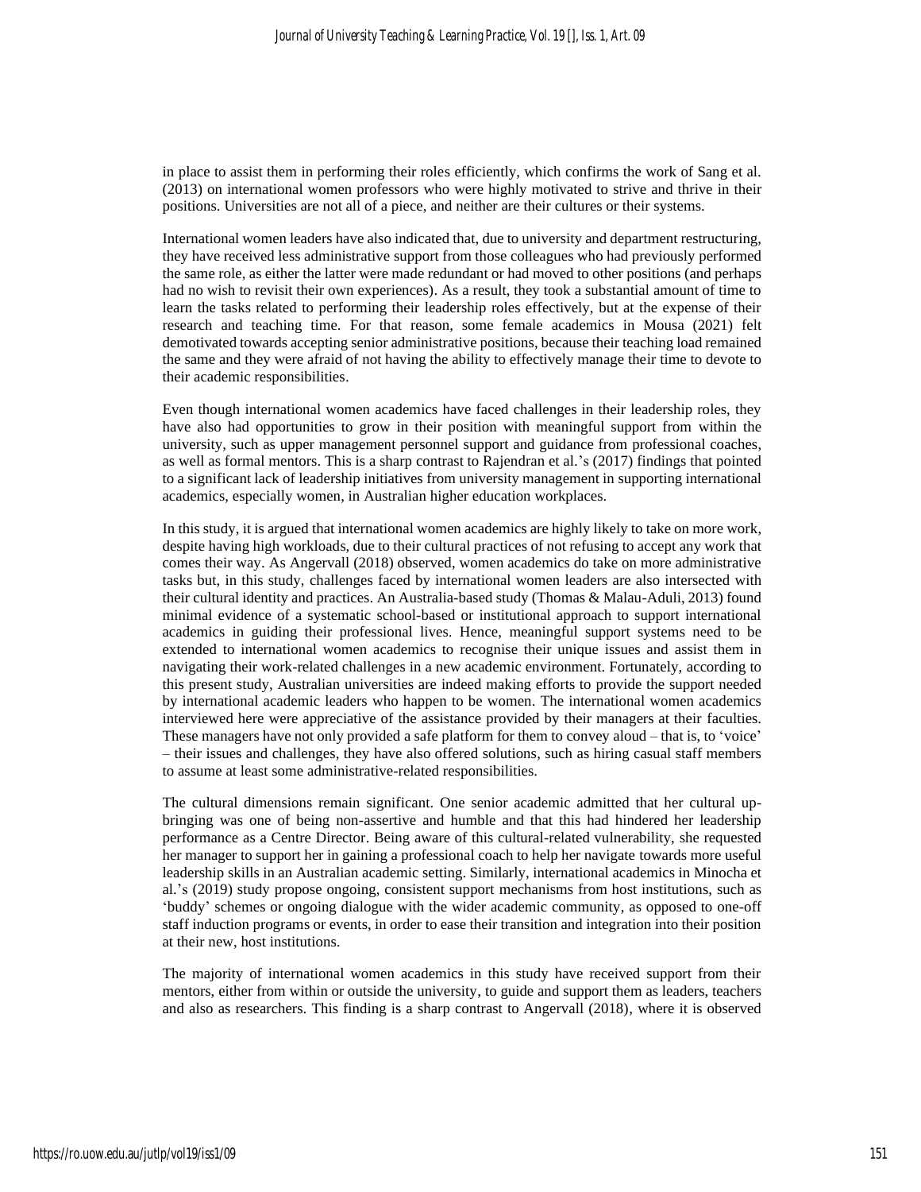in place to assist them in performing their roles efficiently, which confirms the work of Sang et al. (2013) on international women professors who were highly motivated to strive and thrive in their positions. Universities are not all of a piece, and neither are their cultures or their systems.

International women leaders have also indicated that, due to university and department restructuring, they have received less administrative support from those colleagues who had previously performed the same role, as either the latter were made redundant or had moved to other positions (and perhaps had no wish to revisit their own experiences). As a result, they took a substantial amount of time to learn the tasks related to performing their leadership roles effectively, but at the expense of their research and teaching time. For that reason, some female academics in Mousa (2021) felt demotivated towards accepting senior administrative positions, because their teaching load remained the same and they were afraid of not having the ability to effectively manage their time to devote to their academic responsibilities.

Even though international women academics have faced challenges in their leadership roles, they have also had opportunities to grow in their position with meaningful support from within the university, such as upper management personnel support and guidance from professional coaches, as well as formal mentors. This is a sharp contrast to Rajendran et al.'s (2017) findings that pointed to a significant lack of leadership initiatives from university management in supporting international academics, especially women, in Australian higher education workplaces.

In this study, it is argued that international women academics are highly likely to take on more work, despite having high workloads, due to their cultural practices of not refusing to accept any work that comes their way. As Angervall (2018) observed, women academics do take on more administrative tasks but, in this study, challenges faced by international women leaders are also intersected with their cultural identity and practices. An Australia-based study (Thomas & Malau-Aduli, 2013) found minimal evidence of a systematic school-based or institutional approach to support international academics in guiding their professional lives. Hence, meaningful support systems need to be extended to international women academics to recognise their unique issues and assist them in navigating their work-related challenges in a new academic environment. Fortunately, according to this present study, Australian universities are indeed making efforts to provide the support needed by international academic leaders who happen to be women. The international women academics interviewed here were appreciative of the assistance provided by their managers at their faculties. These managers have not only provided a safe platform for them to convey aloud – that is, to 'voice' – their issues and challenges, they have also offered solutions, such as hiring casual staff members to assume at least some administrative-related responsibilities.

The cultural dimensions remain significant. One senior academic admitted that her cultural up-bringing was one of being non-assertive and humble and that this had hindered her leadership performance as a Centre Director. Being aware of this cultural-related vulnerability, she requested her manager to support her in gaining a professional coach to help her navigate towards more useful leadership skills in an Australian academic setting. Similarly, international academics in Minocha et al.'s (2019) study propose ongoing, consistent support mechanisms from host institutions, such as 'buddy' schemes or ongoing dialogue with the wider academic community, as opposed to one-off staff induction programs or events, in order to ease their transition and integration into their position at their new, host institutions.

The majority of international women academics in this study have received support from their mentors, either from within or outside the university, to guide and support them as leaders, teachers and also as researchers. This finding is a sharp contrast to Angervall (2018), where it is observed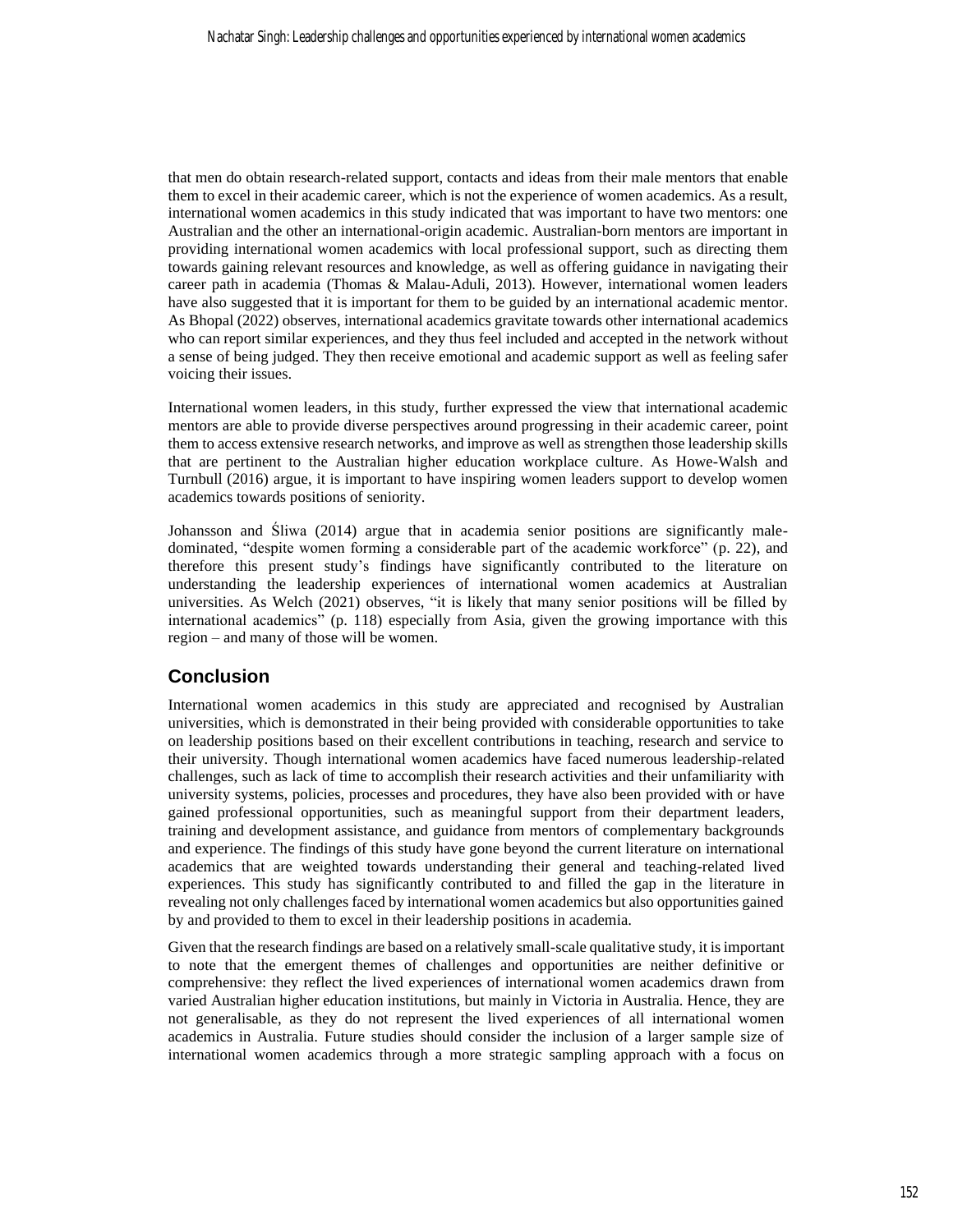that men do obtain research-related support, contacts and ideas from their male mentors that enable them to excel in their academic career, which is not the experience of women academics. As a result, international women academics in this study indicated that was important to have two mentors: one Australian and the other an international-origin academic. Australian-born mentors are important in providing international women academics with local professional support, such as directing them towards gaining relevant resources and knowledge, as well as offering guidance in navigating their career path in academia (Thomas & Malau-Aduli, 2013). However, international women leaders have also suggested that it is important for them to be guided by an international academic mentor. As Bhopal (2022) observes, international academics gravitate towards other international academics who can report similar experiences, and they thus feel included and accepted in the network without a sense of being judged. They then receive emotional and academic support as well as feeling safer voicing their issues.

International women leaders, in this study, further expressed the view that international academic mentors are able to provide diverse perspectives around progressing in their academic career, point them to access extensive research networks, and improve as well as strengthen those leadership skills that are pertinent to the Australian higher education workplace culture. As Howe-Walsh and Turnbull (2016) argue, it is important to have inspiring women leaders support to develop women academics towards positions of seniority.

Johansson and Śliwa (2014) argue that in academia senior positions are significantly male-dominated, "despite women forming a considerable part of the academic workforce" (p. 22), and therefore this present study's findings have significantly contributed to the literature on understanding the leadership experiences of international women academics at Australian universities. As Welch (2021) observes, "it is likely that many senior positions will be filled by international academics" (p. 118) especially from Asia, given the growing importance with this region – and many of those will be women.

## Conclusion

International women academics in this study are appreciated and recognised by Australian universities, which is demonstrated in their being provided with considerable opportunities to take on leadership positions based on their excellent contributions in teaching, research and service to their university. Though international women academics have faced numerous leadership-related challenges, such as lack of time to accomplish their research activities and their unfamiliarity with university systems, policies, processes and procedures, they have also been provided with or have gained professional opportunities, such as meaningful support from their department leaders, training and development assistance, and guidance from mentors of complementary backgrounds and experience. The findings of this study have gone beyond the current literature on international academics that are weighted towards understanding their general and teaching-related lived experiences. This study has significantly contributed to and filled the gap in the literature in revealing not only challenges faced by international women academics but also opportunities gained by and provided to them to excel in their leadership positions in academia.

Given that the research findings are based on a relatively small-scale qualitative study, it is important to note that the emergent themes of challenges and opportunities are neither definitive or comprehensive: they reflect the lived experiences of international women academics drawn from varied Australian higher education institutions, but mainly in Victoria in Australia. Hence, they are not generalisable, as they do not represent the lived experiences of all international women academics in Australia. Future studies should consider the inclusion of a larger sample size of international women academics through a more strategic sampling approach with a focus on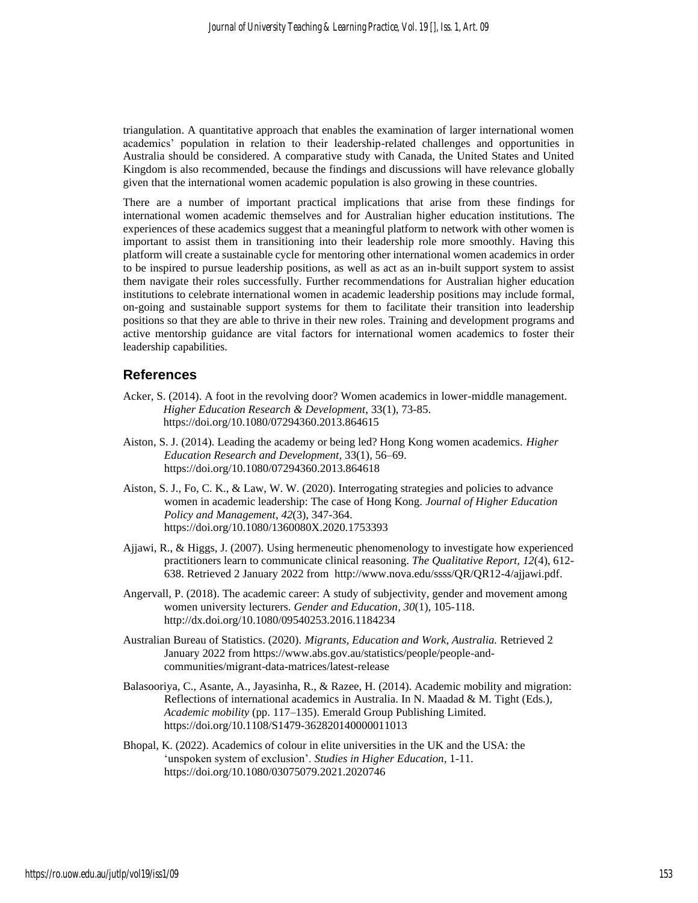triangulation. A quantitative approach that enables the examination of larger international women academics' population in relation to their leadership-related challenges and opportunities in Australia should be considered. A comparative study with Canada, the United States and United Kingdom is also recommended, because the findings and discussions will have relevance globally given that the international women academic population is also growing in these countries.

There are a number of important practical implications that arise from these findings for international women academic themselves and for Australian higher education institutions. The experiences of these academics suggest that a meaningful platform to network with other women is important to assist them in transitioning into their leadership role more smoothly. Having this platform will create a sustainable cycle for mentoring other international women academics in order to be inspired to pursue leadership positions, as well as act as an in-built support system to assist them navigate their roles successfully. Further recommendations for Australian higher education institutions to celebrate international women in academic leadership positions may include formal, on-going and sustainable support systems for them to facilitate their transition into leadership positions so that they are able to thrive in their new roles. Training and development programs and active mentorship guidance are vital factors for international women academics to foster their leadership capabilities.

## References

Acker, S. (2014). A foot in the revolving door? Women academics in lower-middle management. *Higher Education Research & Development*, 33(1), 73-85. https://doi.org/10.1080/07294360.2013.864615

Aiston, S. J. (2014). Leading the academy or being led? Hong Kong women academics. *Higher Education Research and Development*, 33(1), 56–69. https://doi.org/10.1080/07294360.2013.864618

Aiston, S. J., Fo, C. K., & Law, W. W. (2020). Interrogating strategies and policies to advance women in academic leadership: The case of Hong Kong. *Journal of Higher Education Policy and Management*, *42*(3), 347-364. https://doi.org/10.1080/1360080X.2020.1753393

Ajjawi, R., & Higgs, J. (2007). Using hermeneutic phenomenology to investigate how experienced practitioners learn to communicate clinical reasoning. *The Qualitative Report*, *12*(4), 612-638. Retrieved 2 January 2022 from http://www.nova.edu/ssss/QR/QR12-4/ajjawi.pdf.

Angervall, P. (2018). The academic career: A study of subjectivity, gender and movement among women university lecturers. *Gender and Education*, *30*(1), 105-118. http://dx.doi.org/10.1080/09540253.2016.1184234

Australian Bureau of Statistics. (2020). *Migrants, Education and Work, Australia.* Retrieved 2 January 2022 from https://www.abs.gov.au/statistics/people/people-and-communities/migrant-data-matrices/latest-release

Balasooriya, C., Asante, A., Jayasinha, R., & Razee, H. (2014). Academic mobility and migration: Reflections of international academics in Australia. In N. Maadad & M. Tight (Eds.), *Academic mobility* (pp. 117–135). Emerald Group Publishing Limited. https://doi.org/10.1108/S1479-362820140000011013

Bhopal, K. (2022). Academics of colour in elite universities in the UK and the USA: the 'unspoken system of exclusion'. *Studies in Higher Education*, 1-11. https://doi.org/10.1080/03075079.2021.2020746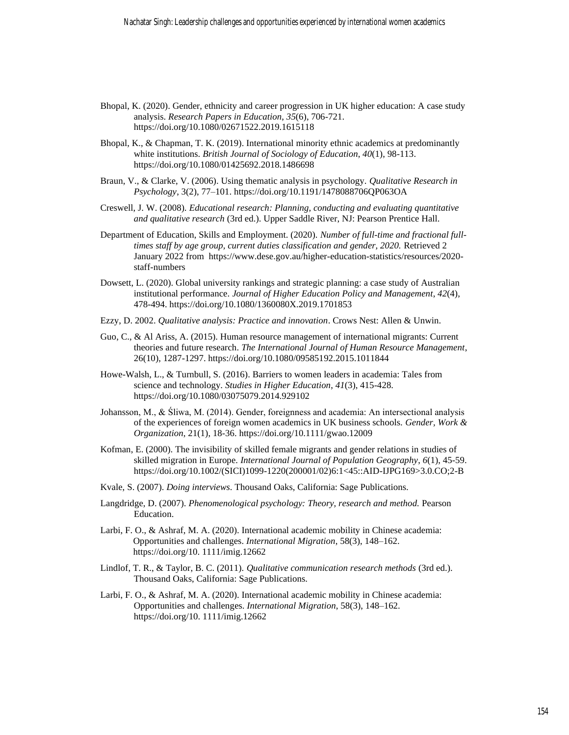Bhopal, K. (2020). Gender, ethnicity and career progression in UK higher education: A case study analysis. *Research Papers in Education*, *35*(6), 706-721. https://doi.org/10.1080/02671522.2019.1615118

Bhopal, K., & Chapman, T. K. (2019). International minority ethnic academics at predominantly white institutions. *British Journal of Sociology of Education*, *40*(1), 98-113. https://doi.org/10.1080/01425692.2018.1486698

Braun, V., & Clarke, V. (2006). Using thematic analysis in psychology. *Qualitative Research in Psychology*, 3(2), 77–101. https://doi.org/10.1191/1478088706QP063OA

Creswell, J. W. (2008). *Educational research: Planning, conducting and evaluating quantitative and qualitative research* (3rd ed.). Upper Saddle River, NJ: Pearson Prentice Hall.

Department of Education, Skills and Employment. (2020). *Number of full-time and fractional full-times staff by age group, current duties classification and gender, 2020.* Retrieved 2 January 2022 from https://www.dese.gov.au/higher-education-statistics/resources/2020-staff-numbers

Dowsett, L. (2020). Global university rankings and strategic planning: a case study of Australian institutional performance. *Journal of Higher Education Policy and Management*, *42*(4), 478-494. https://doi.org/10.1080/1360080X.2019.1701853

Ezzy, D. 2002. *Qualitative analysis: Practice and innovation*. Crows Nest: Allen & Unwin.

Guo, C., & Al Ariss, A. (2015). Human resource management of international migrants: Current theories and future research. *The International Journal of Human Resource Management*, 26(10), 1287-1297. https://doi.org/10.1080/09585192.2015.1011844

Howe-Walsh, L., & Turnbull, S. (2016). Barriers to women leaders in academia: Tales from science and technology. *Studies in Higher Education*, *41*(3), 415-428. https://doi.org/10.1080/03075079.2014.929102

Johansson, M., & Śliwa, M. (2014). Gender, foreignness and academia: An intersectional analysis of the experiences of foreign women academics in UK business schools. *Gender, Work & Organization*, 21(1), 18-36. https://doi.org/10.1111/gwao.12009

Kofman, E. (2000). The invisibility of skilled female migrants and gender relations in studies of skilled migration in Europe. *International Journal of Population Geography*, *6*(1), 45-59. https://doi.org/10.1002/(SICI)1099-1220(200001/02)6:1<45::AID-IJPG169>3.0.CO;2-B

Kvale, S. (2007). *Doing interviews*. Thousand Oaks, California: Sage Publications.

Langdridge, D. (2007). *Phenomenological psychology: Theory, research and method.* Pearson Education.

Larbi, F. O., & Ashraf, M. A. (2020). International academic mobility in Chinese academia: Opportunities and challenges. *International Migration*, 58(3), 148–162. https://doi.org/10. 1111/imig.12662

Lindlof, T. R., & Taylor, B. C. (2011). *Qualitative communication research methods* (3rd ed.). Thousand Oaks, California: Sage Publications.

Larbi, F. O., & Ashraf, M. A. (2020). International academic mobility in Chinese academia: Opportunities and challenges. *International Migration*, 58(3), 148–162. https://doi.org/10. 1111/imig.12662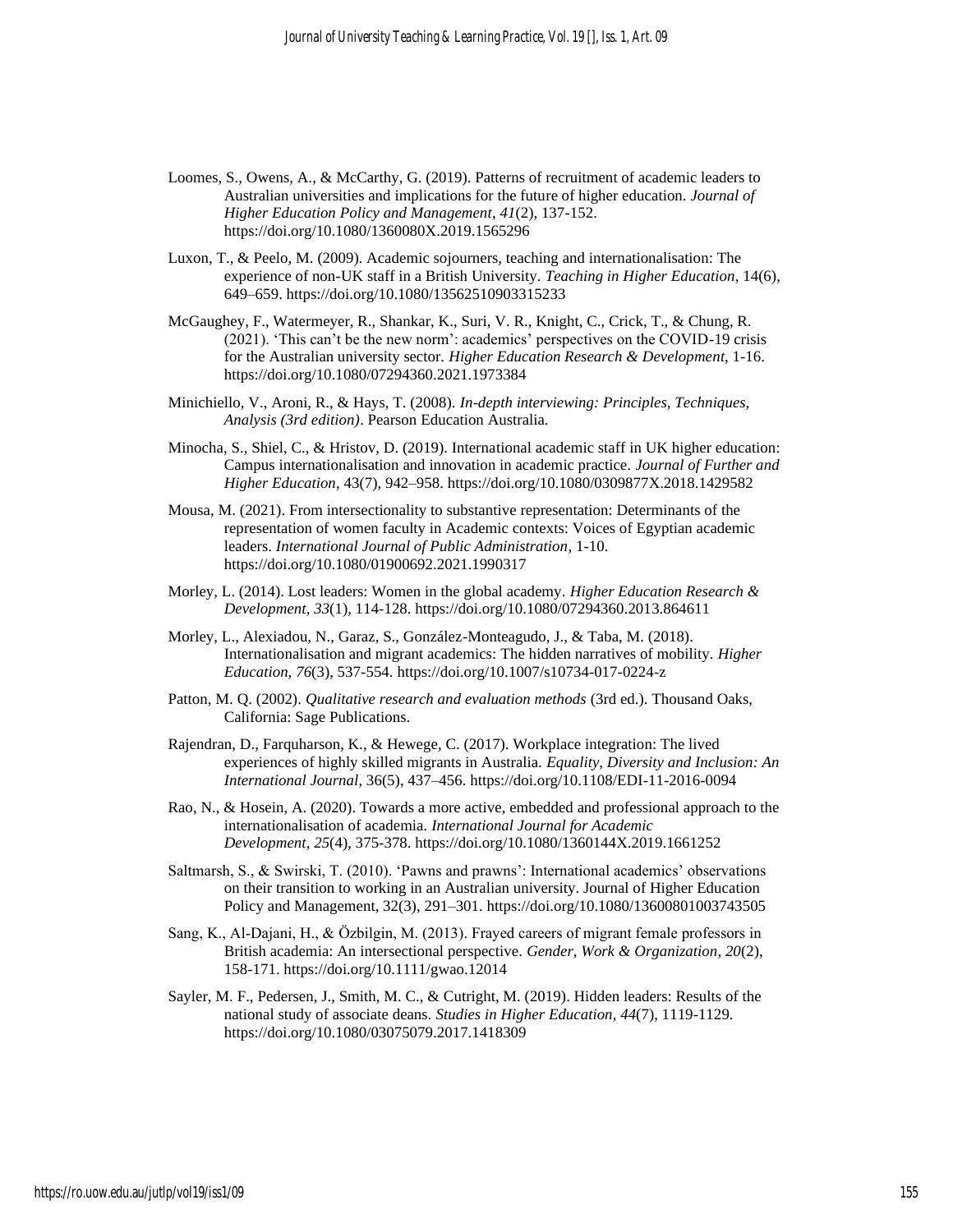Loomes, S., Owens, A., & McCarthy, G. (2019). Patterns of recruitment of academic leaders to Australian universities and implications for the future of higher education. *Journal of Higher Education Policy and Management*, *41*(2), 137-152. https://doi.org/10.1080/1360080X.2019.1565296

Luxon, T., & Peelo, M. (2009). Academic sojourners, teaching and internationalisation: The experience of non-UK staff in a British University. *Teaching in Higher Education*, 14(6), 649–659. https://doi.org/10.1080/13562510903315233

McGaughey, F., Watermeyer, R., Shankar, K., Suri, V. R., Knight, C., Crick, T., & Chung, R. (2021). 'This can't be the new norm': academics' perspectives on the COVID-19 crisis for the Australian university sector. *Higher Education Research & Development*, 1-16. https://doi.org/10.1080/07294360.2021.1973384

Minichiello, V., Aroni, R., & Hays, T. (2008). *In-depth interviewing: Principles, Techniques, Analysis (3rd edition)*. Pearson Education Australia.

Minocha, S., Shiel, C., & Hristov, D. (2019). International academic staff in UK higher education: Campus internationalisation and innovation in academic practice. *Journal of Further and Higher Education*, 43(7), 942–958. https://doi.org/10.1080/0309877X.2018.1429582

Mousa, M. (2021). From intersectionality to substantive representation: Determinants of the representation of women faculty in Academic contexts: Voices of Egyptian academic leaders. *International Journal of Public Administration*, 1-10. https://doi.org/10.1080/01900692.2021.1990317

Morley, L. (2014). Lost leaders: Women in the global academy. *Higher Education Research & Development*, *33*(1), 114-128. https://doi.org/10.1080/07294360.2013.864611

Morley, L., Alexiadou, N., Garaz, S., González-Monteagudo, J., & Taba, M. (2018). Internationalisation and migrant academics: The hidden narratives of mobility. *Higher Education, 76*(3), 537-554. https://doi.org/10.1007/s10734-017-0224-z

Patton, M. Q. (2002). *Qualitative research and evaluation methods* (3rd ed.). Thousand Oaks, California: Sage Publications.

Rajendran, D., Farquharson, K., & Hewege, C. (2017). Workplace integration: The lived experiences of highly skilled migrants in Australia. *Equality, Diversity and Inclusion: An International Journal*, 36(5), 437–456. https://doi.org/10.1108/EDI-11-2016-0094

Rao, N., & Hosein, A. (2020). Towards a more active, embedded and professional approach to the internationalisation of academia. *International Journal for Academic Development*, *25*(4), 375-378. https://doi.org/10.1080/1360144X.2019.1661252

Saltmarsh, S., & Swirski, T. (2010). 'Pawns and prawns': International academics' observations on their transition to working in an Australian university. Journal of Higher Education Policy and Management, 32(3), 291–301. https://doi.org/10.1080/13600801003743505

Sang, K., Al-Dajani, H., & Özbilgin, M. (2013). Frayed careers of migrant female professors in British academia: An intersectional perspective. *Gender, Work & Organization*, *20*(2), 158-171. https://doi.org/10.1111/gwao.12014

Sayler, M. F., Pedersen, J., Smith, M. C., & Cutright, M. (2019). Hidden leaders: Results of the national study of associate deans. *Studies in Higher Education*, *44*(7), 1119-1129. https://doi.org/10.1080/03075079.2017.1418309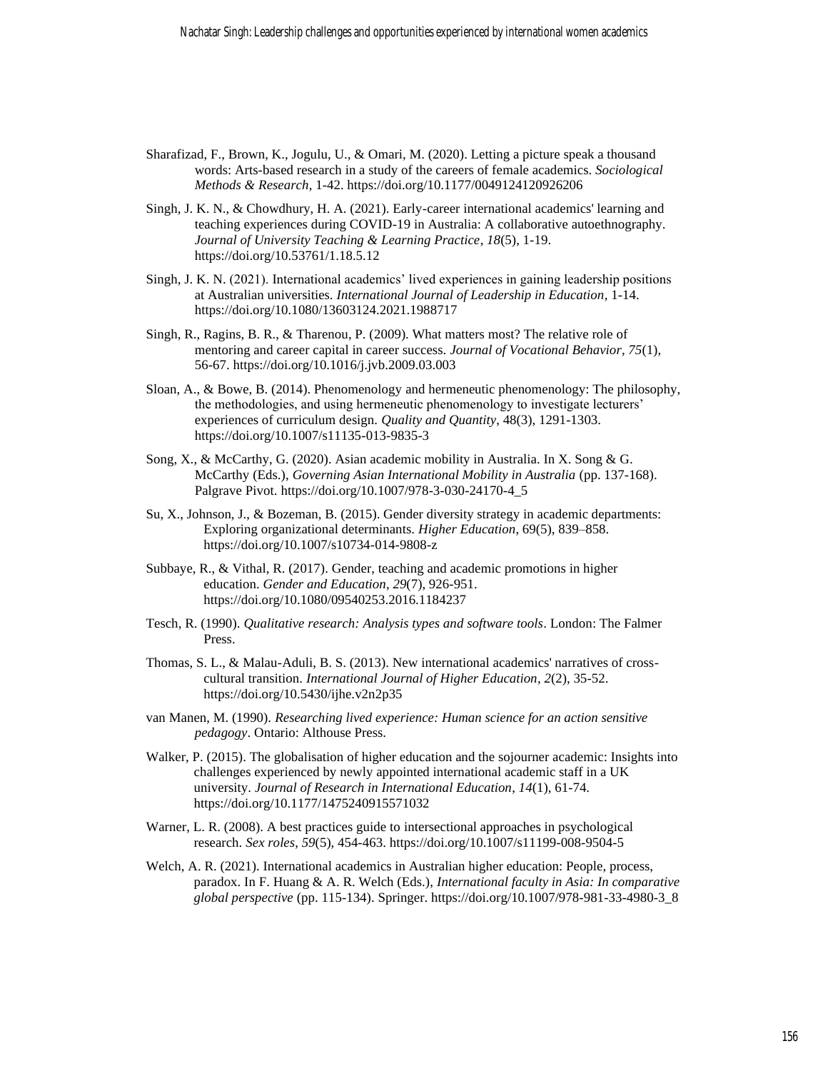Sharafizad, F., Brown, K., Jogulu, U., & Omari, M. (2020). Letting a picture speak a thousand words: Arts-based research in a study of the careers of female academics. *Sociological Methods & Research*, 1-42. https://doi.org/10.1177/0049124120926206

Singh, J. K. N., & Chowdhury, H. A. (2021). Early-career international academics' learning and teaching experiences during COVID-19 in Australia: A collaborative autoethnography. *Journal of University Teaching & Learning Practice*, *18*(5), 1-19. https://doi.org/10.53761/1.18.5.12

Singh, J. K. N. (2021). International academics' lived experiences in gaining leadership positions at Australian universities. *International Journal of Leadership in Education*, 1-14. https://doi.org/10.1080/13603124.2021.1988717

Singh, R., Ragins, B. R., & Tharenou, P. (2009). What matters most? The relative role of mentoring and career capital in career success. *Journal of Vocational Behavior*, *75*(1), 56-67. https://doi.org/10.1016/j.jvb.2009.03.003

Sloan, A., & Bowe, B. (2014). Phenomenology and hermeneutic phenomenology: The philosophy, the methodologies, and using hermeneutic phenomenology to investigate lecturers' experiences of curriculum design. *Quality and Quantity*, 48(3), 1291-1303. https://doi.org/10.1007/s11135-013-9835-3

Song, X., & McCarthy, G. (2020). Asian academic mobility in Australia. In X. Song & G. McCarthy (Eds.), *Governing Asian International Mobility in Australia* (pp. 137-168). Palgrave Pivot. https://doi.org/10.1007/978-3-030-24170-4_5

Su, X., Johnson, J., & Bozeman, B. (2015). Gender diversity strategy in academic departments: Exploring organizational determinants. *Higher Education*, 69(5), 839–858. https://doi.org/10.1007/s10734-014-9808-z

Subbaye, R., & Vithal, R. (2017). Gender, teaching and academic promotions in higher education. *Gender and Education*, *29*(7), 926-951. https://doi.org/10.1080/09540253.2016.1184237

Tesch, R. (1990). *Qualitative research: Analysis types and software tools*. London: The Falmer Press.

Thomas, S. L., & Malau-Aduli, B. S. (2013). New international academics' narratives of cross-cultural transition. *International Journal of Higher Education*, *2*(2), 35-52. https://doi.org/10.5430/ijhe.v2n2p35

van Manen, M. (1990). *Researching lived experience: Human science for an action sensitive pedagogy*. Ontario: Althouse Press.

Walker, P. (2015). The globalisation of higher education and the sojourner academic: Insights into challenges experienced by newly appointed international academic staff in a UK university. *Journal of Research in International Education*, *14*(1), 61-74. https://doi.org/10.1177/1475240915571032

Warner, L. R. (2008). A best practices guide to intersectional approaches in psychological research. *Sex roles*, *59*(5), 454-463. https://doi.org/10.1007/s11199-008-9504-5

Welch, A. R. (2021). International academics in Australian higher education: People, process, paradox. In F. Huang & A. R. Welch (Eds.), *International faculty in Asia: In comparative global perspective* (pp. 115-134). Springer. https://doi.org/10.1007/978-981-33-4980-3_8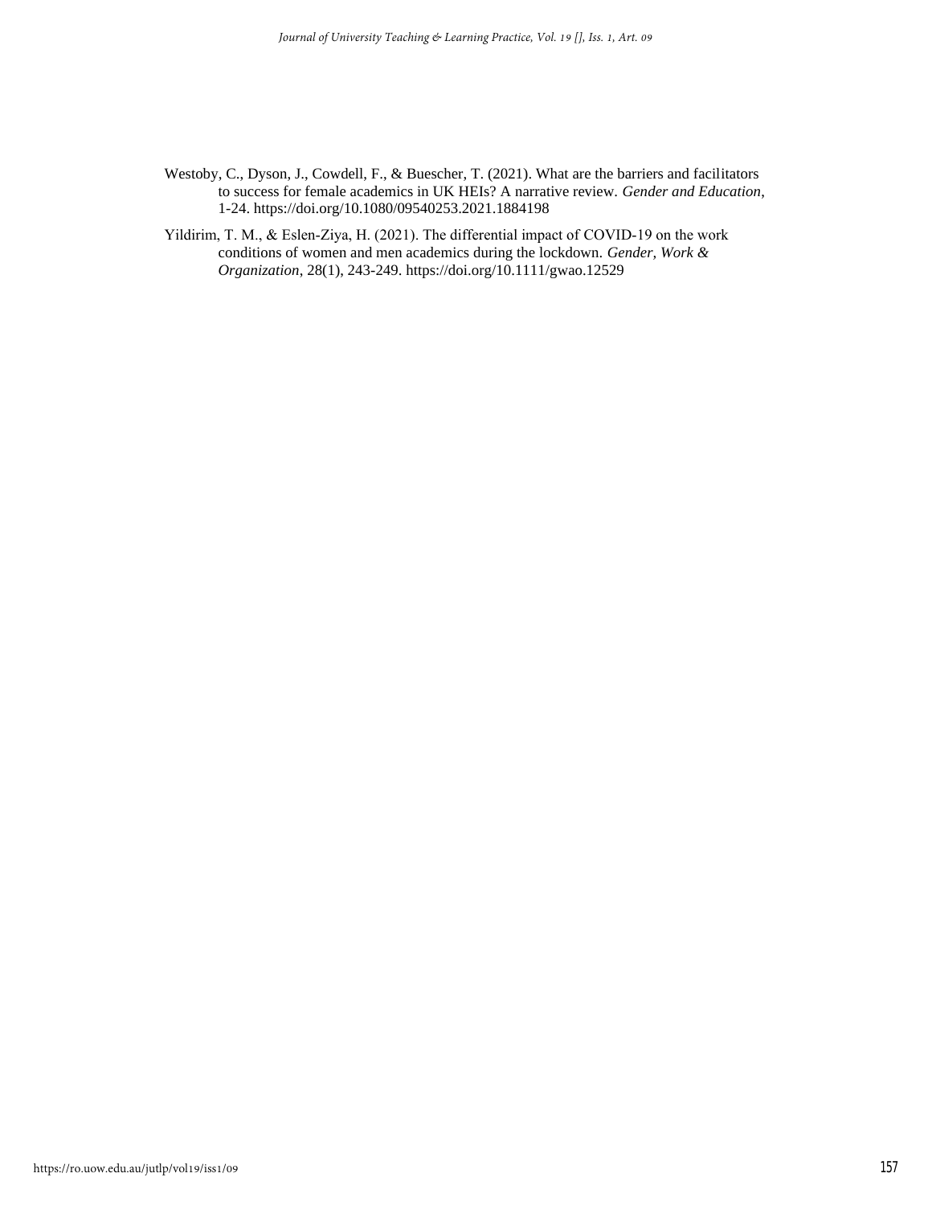Westoby, C., Dyson, J., Cowdell, F., & Buescher, T. (2021). What are the barriers and facilitators to success for female academics in UK HEIs? A narrative review. *Gender and Education*, 1-24. https://doi.org/10.1080/09540253.2021.1884198

Yildirim, T. M., & Eslen-Ziya, H. (2021). The differential impact of COVID-19 on the work conditions of women and men academics during the lockdown. *Gender, Work & Organization*, 28(1), 243-249. https://doi.org/10.1111/gwao.12529